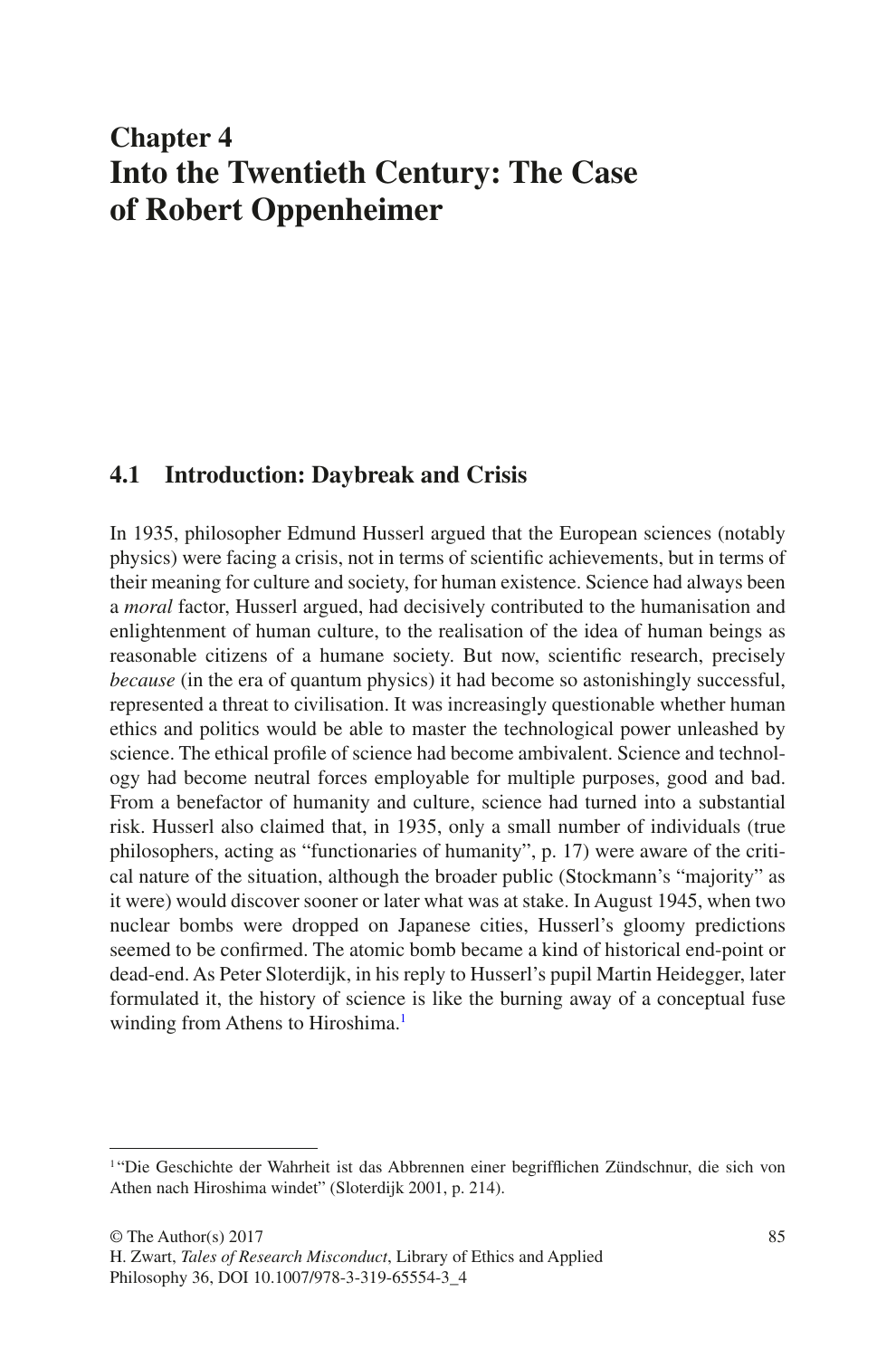# Chapter 4
# Into the Twentieth Century: The Case of Robert Oppenheimer

## 4.1 Introduction: Daybreak and Crisis

In 1935, philosopher Edmund Husserl argued that the European sciences (notably physics) were facing a crisis, not in terms of scientific achievements, but in terms of their meaning for culture and society, for human existence. Science had always been a *moral* factor, Husserl argued, had decisively contributed to the humanisation and enlightenment of human culture, to the realisation of the idea of human beings as reasonable citizens of a humane society. But now, scientific research, precisely *because* (in the era of quantum physics) it had become so astonishingly successful, represented a threat to civilisation. It was increasingly questionable whether human ethics and politics would be able to master the technological power unleashed by science. The ethical profile of science had become ambivalent. Science and technology had become neutral forces employable for multiple purposes, good and bad. From a benefactor of humanity and culture, science had turned into a substantial risk. Husserl also claimed that, in 1935, only a small number of individuals (true philosophers, acting as "functionaries of humanity", p. 17) were aware of the critical nature of the situation, although the broader public (Stockmann's "majority" as it were) would discover sooner or later what was at stake. In August 1945, when two nuclear bombs were dropped on Japanese cities, Husserl's gloomy predictions seemed to be confirmed. The atomic bomb became a kind of historical end-point or dead-end. As Peter Sloterdijk, in his reply to Husserl's pupil Martin Heidegger, later formulated it, the history of science is like the burning away of a conceptual fuse winding from Athens to Hiroshima.[1]

---

[1] "Die Geschichte der Wahrheit ist das Abbrennen einer begrifflichen Zündschnur, die sich von Athen nach Hiroshima windet" (Sloterdijk 2001, p. 214).

© The Author(s) 2017
H. Zwart, *Tales of Research Misconduct*, Library of Ethics and Applied Philosophy 36, DOI 10.1007/978-3-319-65554-3_4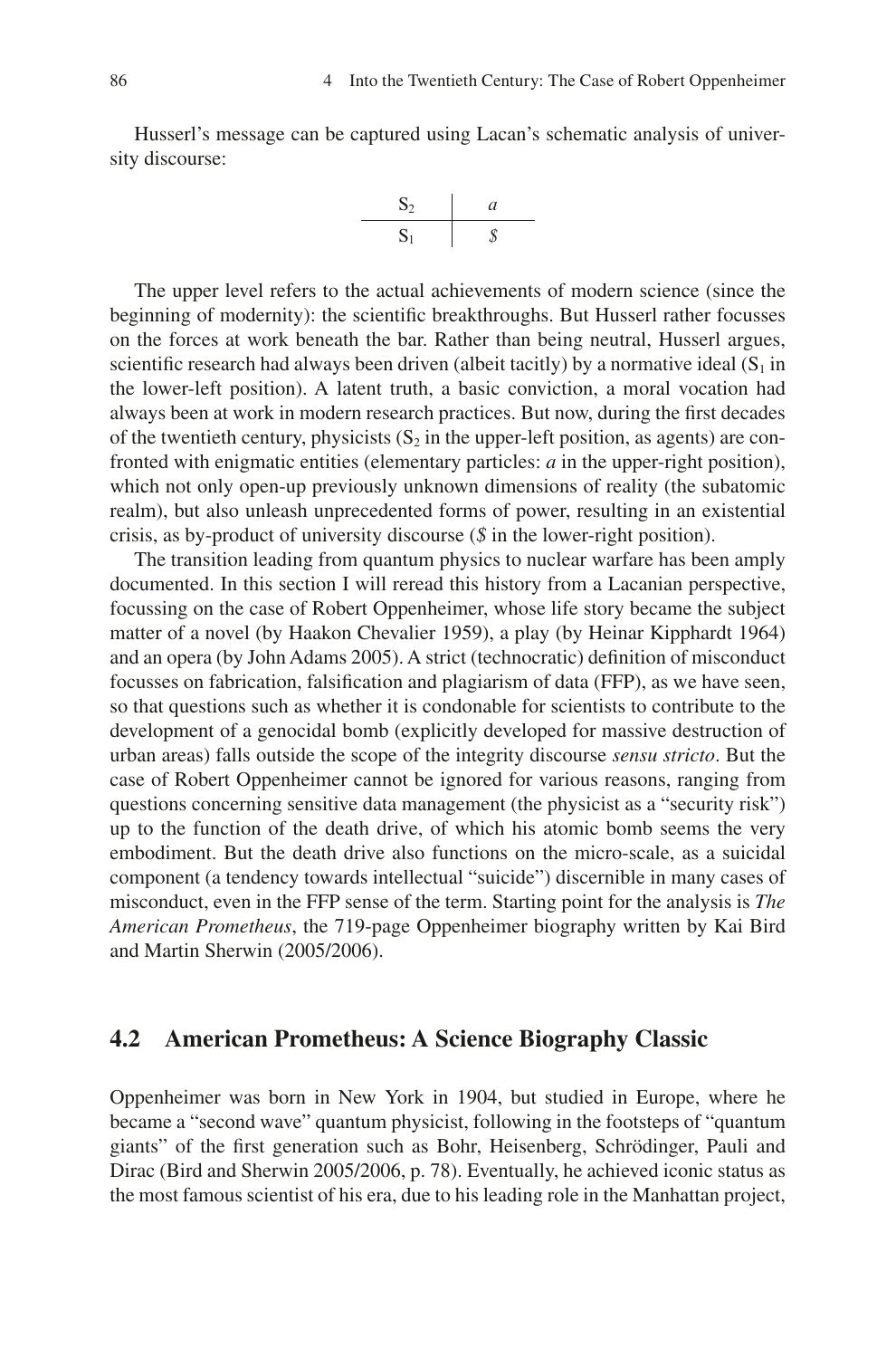Husserl's message can be captured using Lacan's schematic analysis of university discourse:

$$\frac{S_2}{S_1} \bigg| \frac{a}{\$}$$

The upper level refers to the actual achievements of modern science (since the beginning of modernity): the scientific breakthroughs. But Husserl rather focusses on the forces at work beneath the bar. Rather than being neutral, Husserl argues, scientific research had always been driven (albeit tacitly) by a normative ideal ($S_1$ in the lower-left position). A latent truth, a basic conviction, a moral vocation had always been at work in modern research practices. But now, during the first decades of the twentieth century, physicists ($S_2$ in the upper-left position, as agents) are confronted with enigmatic entities (elementary particles: *a* in the upper-right position), which not only open-up previously unknown dimensions of reality (the subatomic realm), but also unleash unprecedented forms of power, resulting in an existential crisis, as by-product of university discourse (*$* in the lower-right position).

The transition leading from quantum physics to nuclear warfare has been amply documented. In this section I will reread this history from a Lacanian perspective, focussing on the case of Robert Oppenheimer, whose life story became the subject matter of a novel (by Haakon Chevalier 1959), a play (by Heinar Kipphardt 1964) and an opera (by John Adams 2005). A strict (technocratic) definition of misconduct focusses on fabrication, falsification and plagiarism of data (FFP), as we have seen, so that questions such as whether it is condonable for scientists to contribute to the development of a genocidal bomb (explicitly developed for massive destruction of urban areas) falls outside the scope of the integrity discourse *sensu stricto*. But the case of Robert Oppenheimer cannot be ignored for various reasons, ranging from questions concerning sensitive data management (the physicist as a "security risk") up to the function of the death drive, of which his atomic bomb seems the very embodiment. But the death drive also functions on the micro-scale, as a suicidal component (a tendency towards intellectual "suicide") discernible in many cases of misconduct, even in the FFP sense of the term. Starting point for the analysis is *The American Prometheus*, the 719-page Oppenheimer biography written by Kai Bird and Martin Sherwin (2005/2006).

## 4.2 American Prometheus: A Science Biography Classic

Oppenheimer was born in New York in 1904, but studied in Europe, where he became a "second wave" quantum physicist, following in the footsteps of "quantum giants" of the first generation such as Bohr, Heisenberg, Schrödinger, Pauli and Dirac (Bird and Sherwin 2005/2006, p. 78). Eventually, he achieved iconic status as the most famous scientist of his era, due to his leading role in the Manhattan project,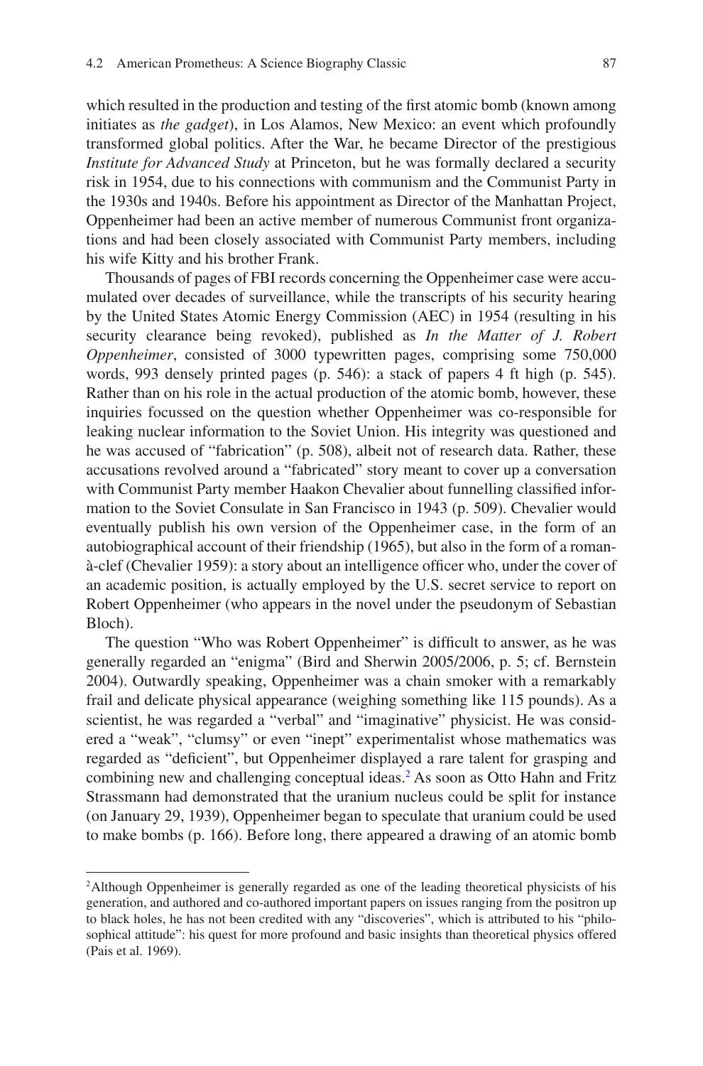which resulted in the production and testing of the first atomic bomb (known among initiates as *the gadget*), in Los Alamos, New Mexico: an event which profoundly transformed global politics. After the War, he became Director of the prestigious *Institute for Advanced Study* at Princeton, but he was formally declared a security risk in 1954, due to his connections with communism and the Communist Party in the 1930s and 1940s. Before his appointment as Director of the Manhattan Project, Oppenheimer had been an active member of numerous Communist front organizations and had been closely associated with Communist Party members, including his wife Kitty and his brother Frank.

Thousands of pages of FBI records concerning the Oppenheimer case were accumulated over decades of surveillance, while the transcripts of his security hearing by the United States Atomic Energy Commission (AEC) in 1954 (resulting in his security clearance being revoked), published as *In the Matter of J. Robert Oppenheimer*, consisted of 3000 typewritten pages, comprising some 750,000 words, 993 densely printed pages (p. 546): a stack of papers 4 ft high (p. 545). Rather than on his role in the actual production of the atomic bomb, however, these inquiries focussed on the question whether Oppenheimer was co-responsible for leaking nuclear information to the Soviet Union. His integrity was questioned and he was accused of "fabrication" (p. 508), albeit not of research data. Rather, these accusations revolved around a "fabricated" story meant to cover up a conversation with Communist Party member Haakon Chevalier about funnelling classified information to the Soviet Consulate in San Francisco in 1943 (p. 509). Chevalier would eventually publish his own version of the Oppenheimer case, in the form of an autobiographical account of their friendship (1965), but also in the form of a roman-à-clef (Chevalier 1959): a story about an intelligence officer who, under the cover of an academic position, is actually employed by the U.S. secret service to report on Robert Oppenheimer (who appears in the novel under the pseudonym of Sebastian Bloch).

The question "Who was Robert Oppenheimer" is difficult to answer, as he was generally regarded an "enigma" (Bird and Sherwin 2005/2006, p. 5; cf. Bernstein 2004). Outwardly speaking, Oppenheimer was a chain smoker with a remarkably frail and delicate physical appearance (weighing something like 115 pounds). As a scientist, he was regarded a "verbal" and "imaginative" physicist. He was considered a "weak", "clumsy" or even "inept" experimentalist whose mathematics was regarded as "deficient", but Oppenheimer displayed a rare talent for grasping and combining new and challenging conceptual ideas.[2] As soon as Otto Hahn and Fritz Strassmann had demonstrated that the uranium nucleus could be split for instance (on January 29, 1939), Oppenheimer began to speculate that uranium could be used to make bombs (p. 166). Before long, there appeared a drawing of an atomic bomb

[2] Although Oppenheimer is generally regarded as one of the leading theoretical physicists of his generation, and authored and co-authored important papers on issues ranging from the positron up to black holes, he has not been credited with any "discoveries", which is attributed to his "philosophical attitude": his quest for more profound and basic insights than theoretical physics offered (Pais et al. 1969).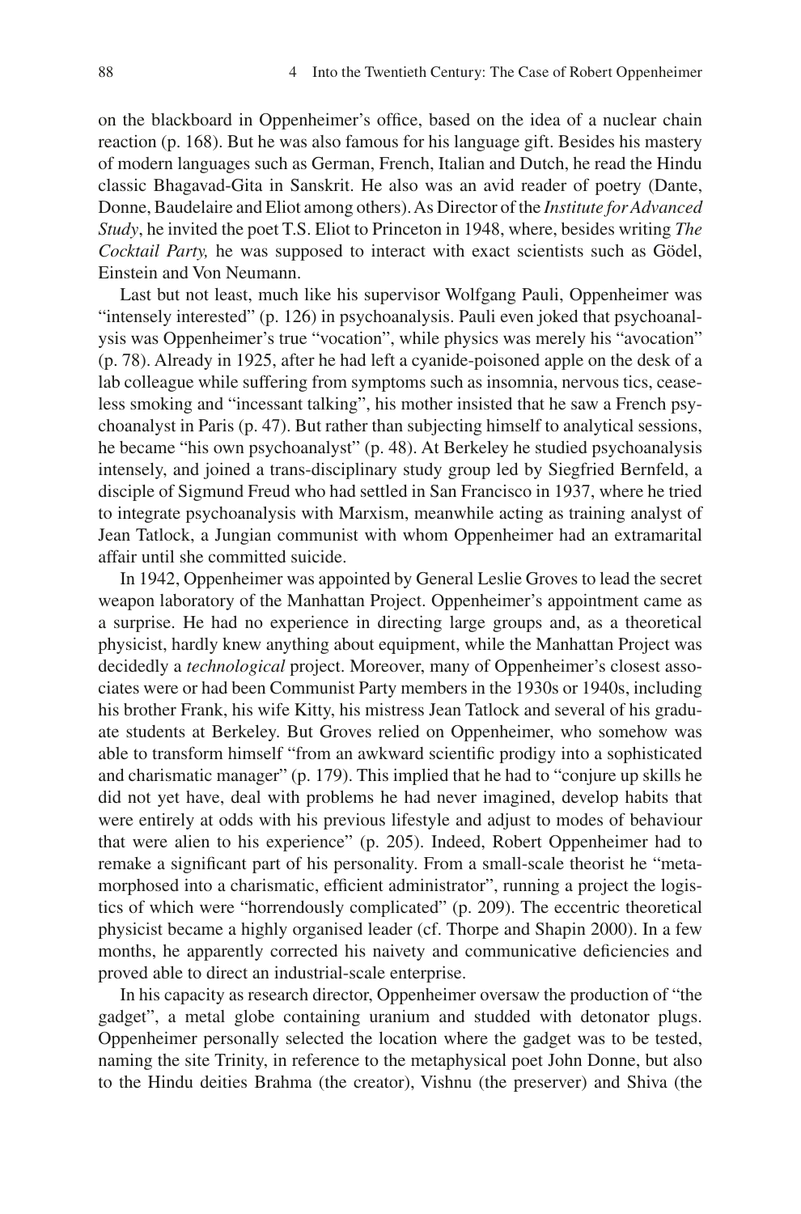on the blackboard in Oppenheimer's office, based on the idea of a nuclear chain reaction (p. 168). But he was also famous for his language gift. Besides his mastery of modern languages such as German, French, Italian and Dutch, he read the Hindu classic Bhagavad-Gita in Sanskrit. He also was an avid reader of poetry (Dante, Donne, Baudelaire and Eliot among others). As Director of the *Institute for Advanced Study*, he invited the poet T.S. Eliot to Princeton in 1948, where, besides writing *The Cocktail Party,* he was supposed to interact with exact scientists such as Gödel, Einstein and Von Neumann.

Last but not least, much like his supervisor Wolfgang Pauli, Oppenheimer was "intensely interested" (p. 126) in psychoanalysis. Pauli even joked that psychoanalysis was Oppenheimer's true "vocation", while physics was merely his "avocation" (p. 78). Already in 1925, after he had left a cyanide-poisoned apple on the desk of a lab colleague while suffering from symptoms such as insomnia, nervous tics, ceaseless smoking and "incessant talking", his mother insisted that he saw a French psychoanalyst in Paris (p. 47). But rather than subjecting himself to analytical sessions, he became "his own psychoanalyst" (p. 48). At Berkeley he studied psychoanalysis intensely, and joined a trans-disciplinary study group led by Siegfried Bernfeld, a disciple of Sigmund Freud who had settled in San Francisco in 1937, where he tried to integrate psychoanalysis with Marxism, meanwhile acting as training analyst of Jean Tatlock, a Jungian communist with whom Oppenheimer had an extramarital affair until she committed suicide.

In 1942, Oppenheimer was appointed by General Leslie Groves to lead the secret weapon laboratory of the Manhattan Project. Oppenheimer's appointment came as a surprise. He had no experience in directing large groups and, as a theoretical physicist, hardly knew anything about equipment, while the Manhattan Project was decidedly a *technological* project. Moreover, many of Oppenheimer's closest associates were or had been Communist Party members in the 1930s or 1940s, including his brother Frank, his wife Kitty, his mistress Jean Tatlock and several of his graduate students at Berkeley. But Groves relied on Oppenheimer, who somehow was able to transform himself "from an awkward scientific prodigy into a sophisticated and charismatic manager" (p. 179). This implied that he had to "conjure up skills he did not yet have, deal with problems he had never imagined, develop habits that were entirely at odds with his previous lifestyle and adjust to modes of behaviour that were alien to his experience" (p. 205). Indeed, Robert Oppenheimer had to remake a significant part of his personality. From a small-scale theorist he "metamorphosed into a charismatic, efficient administrator", running a project the logistics of which were "horrendously complicated" (p. 209). The eccentric theoretical physicist became a highly organised leader (cf. Thorpe and Shapin 2000). In a few months, he apparently corrected his naivety and communicative deficiencies and proved able to direct an industrial-scale enterprise.

In his capacity as research director, Oppenheimer oversaw the production of "the gadget", a metal globe containing uranium and studded with detonator plugs. Oppenheimer personally selected the location where the gadget was to be tested, naming the site Trinity, in reference to the metaphysical poet John Donne, but also to the Hindu deities Brahma (the creator), Vishnu (the preserver) and Shiva (the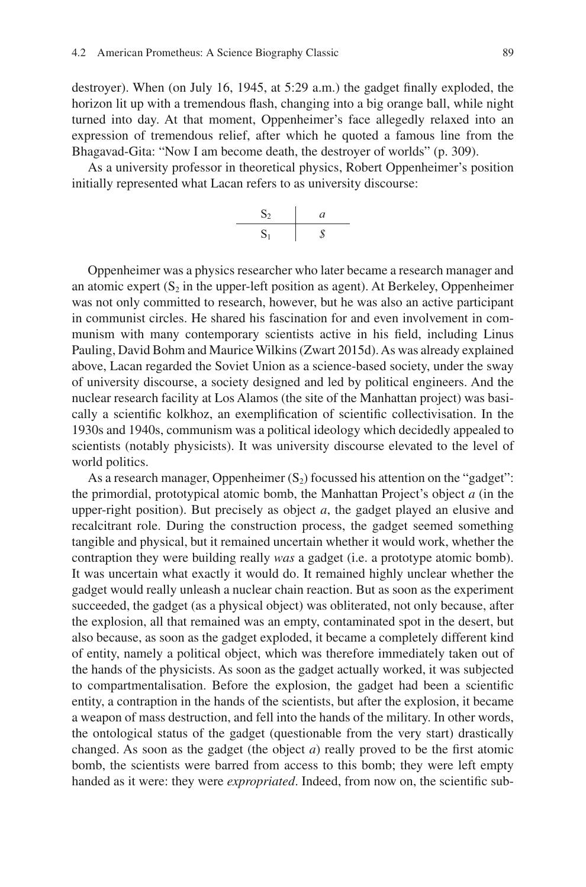destroyer). When (on July 16, 1945, at 5:29 a.m.) the gadget finally exploded, the horizon lit up with a tremendous flash, changing into a big orange ball, while night turned into day. At that moment, Oppenheimer's face allegedly relaxed into an expression of tremendous relief, after which he quoted a famous line from the Bhagavad-Gita: "Now I am become death, the destroyer of worlds" (p. 309).

As a university professor in theoretical physics, Robert Oppenheimer's position initially represented what Lacan refers to as university discourse:

$$\frac{S_2}{S_1} \quad \Big| \quad \frac{a}{\$}$$

Oppenheimer was a physics researcher who later became a research manager and an atomic expert ($S_2$ in the upper-left position as agent). At Berkeley, Oppenheimer was not only committed to research, however, but he was also an active participant in communist circles. He shared his fascination for and even involvement in communism with many contemporary scientists active in his field, including Linus Pauling, David Bohm and Maurice Wilkins (Zwart 2015d). As was already explained above, Lacan regarded the Soviet Union as a science-based society, under the sway of university discourse, a society designed and led by political engineers. And the nuclear research facility at Los Alamos (the site of the Manhattan project) was basically a scientific kolkhoz, an exemplification of scientific collectivisation. In the 1930s and 1940s, communism was a political ideology which decidedly appealed to scientists (notably physicists). It was university discourse elevated to the level of world politics.

As a research manager, Oppenheimer ($S_2$) focussed his attention on the "gadget": the primordial, prototypical atomic bomb, the Manhattan Project's object $a$ (in the upper-right position). But precisely as object $a$, the gadget played an elusive and recalcitrant role. During the construction process, the gadget seemed something tangible and physical, but it remained uncertain whether it would work, whether the contraption they were building really *was* a gadget (i.e. a prototype atomic bomb). It was uncertain what exactly it would do. It remained highly unclear whether the gadget would really unleash a nuclear chain reaction. But as soon as the experiment succeeded, the gadget (as a physical object) was obliterated, not only because, after the explosion, all that remained was an empty, contaminated spot in the desert, but also because, as soon as the gadget exploded, it became a completely different kind of entity, namely a political object, which was therefore immediately taken out of the hands of the physicists. As soon as the gadget actually worked, it was subjected to compartmentalisation. Before the explosion, the gadget had been a scientific entity, a contraption in the hands of the scientists, but after the explosion, it became a weapon of mass destruction, and fell into the hands of the military. In other words, the ontological status of the gadget (questionable from the very start) drastically changed. As soon as the gadget (the object $a$) really proved to be the first atomic bomb, the scientists were barred from access to this bomb; they were left empty handed as it were: they were *expropriated*. Indeed, from now on, the scientific sub-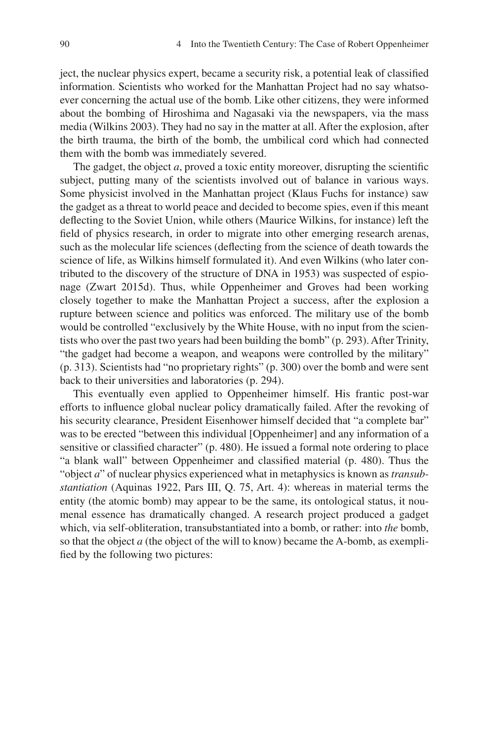ject, the nuclear physics expert, became a security risk, a potential leak of classified information. Scientists who worked for the Manhattan Project had no say whatsoever concerning the actual use of the bomb. Like other citizens, they were informed about the bombing of Hiroshima and Nagasaki via the newspapers, via the mass media (Wilkins 2003). They had no say in the matter at all. After the explosion, after the birth trauma, the birth of the bomb, the umbilical cord which had connected them with the bomb was immediately severed.

The gadget, the object *a*, proved a toxic entity moreover, disrupting the scientific subject, putting many of the scientists involved out of balance in various ways. Some physicist involved in the Manhattan project (Klaus Fuchs for instance) saw the gadget as a threat to world peace and decided to become spies, even if this meant deflecting to the Soviet Union, while others (Maurice Wilkins, for instance) left the field of physics research, in order to migrate into other emerging research arenas, such as the molecular life sciences (deflecting from the science of death towards the science of life, as Wilkins himself formulated it). And even Wilkins (who later contributed to the discovery of the structure of DNA in 1953) was suspected of espionage (Zwart 2015d). Thus, while Oppenheimer and Groves had been working closely together to make the Manhattan Project a success, after the explosion a rupture between science and politics was enforced. The military use of the bomb would be controlled "exclusively by the White House, with no input from the scientists who over the past two years had been building the bomb" (p. 293). After Trinity, "the gadget had become a weapon, and weapons were controlled by the military" (p. 313). Scientists had "no proprietary rights" (p. 300) over the bomb and were sent back to their universities and laboratories (p. 294).

This eventually even applied to Oppenheimer himself. His frantic post-war efforts to influence global nuclear policy dramatically failed. After the revoking of his security clearance, President Eisenhower himself decided that "a complete bar" was to be erected "between this individual [Oppenheimer] and any information of a sensitive or classified character" (p. 480). He issued a formal note ordering to place "a blank wall" between Oppenheimer and classified material (p. 480). Thus the "object *a*" of nuclear physics experienced what in metaphysics is known as *transubstantiation* (Aquinas 1922, Pars III, Q. 75, Art. 4): whereas in material terms the entity (the atomic bomb) may appear to be the same, its ontological status, it noumenal essence has dramatically changed. A research project produced a gadget which, via self-obliteration, transubstantiated into a bomb, or rather: into *the* bomb, so that the object *a* (the object of the will to know) became the A-bomb, as exemplified by the following two pictures: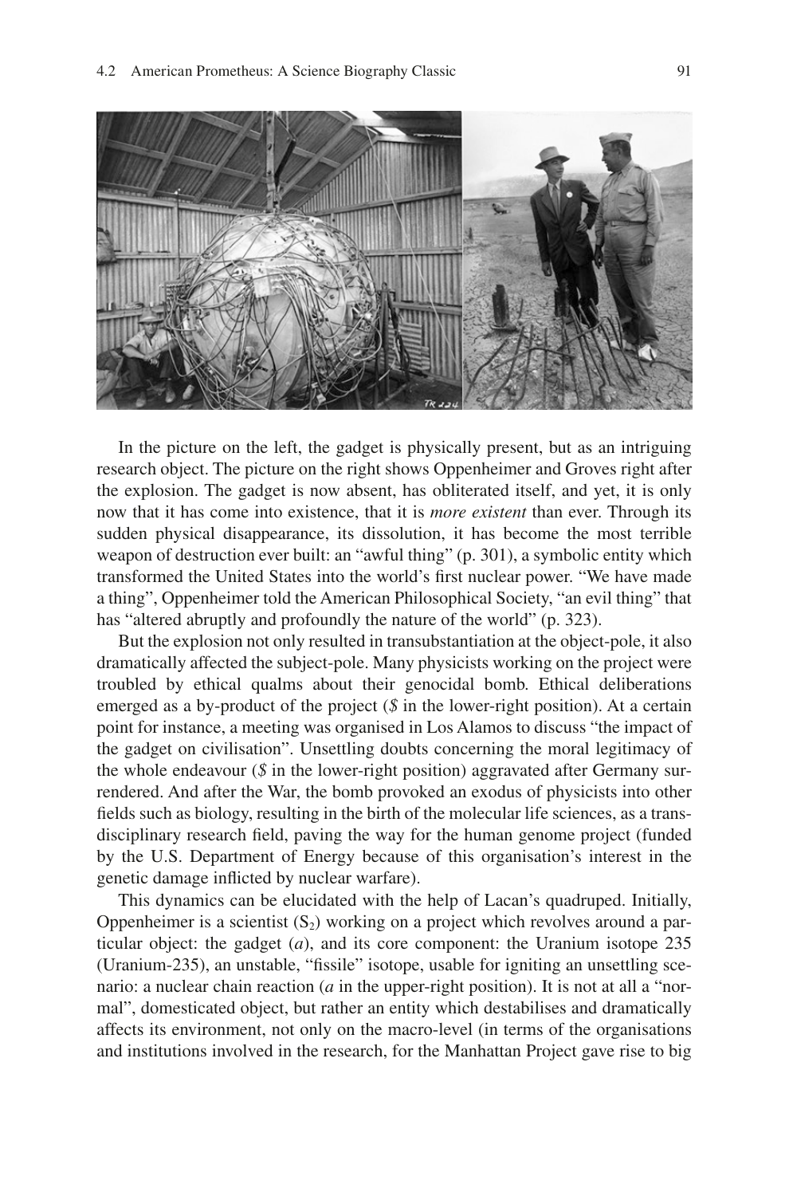In the picture on the left, the gadget is physically present, but as an intriguing research object. The picture on the right shows Oppenheimer and Groves right after the explosion. The gadget is now absent, has obliterated itself, and yet, it is only now that it has come into existence, that it is *more existent* than ever. Through its sudden physical disappearance, its dissolution, it has become the most terrible weapon of destruction ever built: an "awful thing" (p. 301), a symbolic entity which transformed the United States into the world's first nuclear power. "We have made a thing", Oppenheimer told the American Philosophical Society, "an evil thing" that has "altered abruptly and profoundly the nature of the world" (p. 323).

But the explosion not only resulted in transubstantiation at the object-pole, it also dramatically affected the subject-pole. Many physicists working on the project were troubled by ethical qualms about their genocidal bomb. Ethical deliberations emerged as a by-product of the project (*$* in the lower-right position). At a certain point for instance, a meeting was organised in Los Alamos to discuss "the impact of the gadget on civilisation". Unsettling doubts concerning the moral legitimacy of the whole endeavour (*$* in the lower-right position) aggravated after Germany surrendered. And after the War, the bomb provoked an exodus of physicists into other fields such as biology, resulting in the birth of the molecular life sciences, as a transdisciplinary research field, paving the way for the human genome project (funded by the U.S. Department of Energy because of this organisation's interest in the genetic damage inflicted by nuclear warfare).

This dynamics can be elucidated with the help of Lacan's quadruped. Initially, Oppenheimer is a scientist ($S_2$) working on a project which revolves around a particular object: the gadget (*a*), and its core component: the Uranium isotope 235 (Uranium-235), an unstable, "fissile" isotope, usable for igniting an unsettling scenario: a nuclear chain reaction (*a* in the upper-right position). It is not at all a "normal", domesticated object, but rather an entity which destabilises and dramatically affects its environment, not only on the macro-level (in terms of the organisations and institutions involved in the research, for the Manhattan Project gave rise to big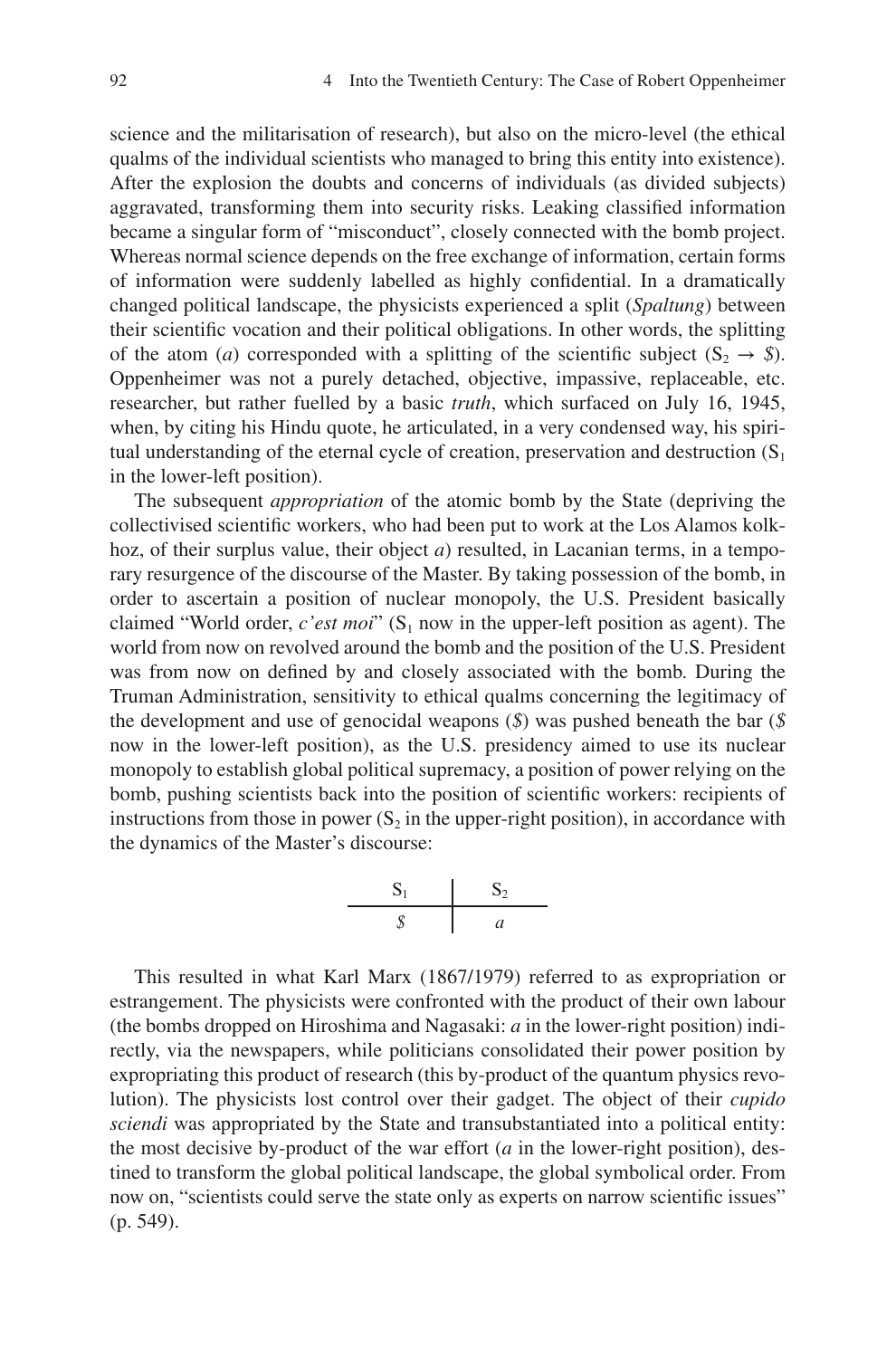science and the militarisation of research), but also on the micro-level (the ethical qualms of the individual scientists who managed to bring this entity into existence). After the explosion the doubts and concerns of individuals (as divided subjects) aggravated, transforming them into security risks. Leaking classified information became a singular form of "misconduct", closely connected with the bomb project. Whereas normal science depends on the free exchange of information, certain forms of information were suddenly labelled as highly confidential. In a dramatically changed political landscape, the physicists experienced a split (*Spaltung*) between their scientific vocation and their political obligations. In other words, the splitting of the atom (*a*) corresponded with a splitting of the scientific subject ($S_2 \rightarrow \$$). Oppenheimer was not a purely detached, objective, impassive, replaceable, etc. researcher, but rather fuelled by a basic *truth*, which surfaced on July 16, 1945, when, by citing his Hindu quote, he articulated, in a very condensed way, his spiritual understanding of the eternal cycle of creation, preservation and destruction ($S_1$ in the lower-left position).

The subsequent *appropriation* of the atomic bomb by the State (depriving the collectivised scientific workers, who had been put to work at the Los Alamos kolkhoz, of their surplus value, their object *a*) resulted, in Lacanian terms, in a temporary resurgence of the discourse of the Master. By taking possession of the bomb, in order to ascertain a position of nuclear monopoly, the U.S. President basically claimed "World order, *c'est moi*" ($S_1$ now in the upper-left position as agent). The world from now on revolved around the bomb and the position of the U.S. President was from now on defined by and closely associated with the bomb. During the Truman Administration, sensitivity to ethical qualms concerning the legitimacy of the development and use of genocidal weapons ($) was pushed beneath the bar ($ now in the lower-left position), as the U.S. presidency aimed to use its nuclear monopoly to establish global political supremacy, a position of power relying on the bomb, pushing scientists back into the position of scientific workers: recipients of instructions from those in power ($S_2$ in the upper-right position), in accordance with the dynamics of the Master's discourse:

$$\frac{S_1}{\$} \;\Big|\; \frac{S_2}{a}$$

This resulted in what Karl Marx (1867/1979) referred to as expropriation or estrangement. The physicists were confronted with the product of their own labour (the bombs dropped on Hiroshima and Nagasaki: *a* in the lower-right position) indirectly, via the newspapers, while politicians consolidated their power position by expropriating this product of research (this by-product of the quantum physics revolution). The physicists lost control over their gadget. The object of their *cupido sciendi* was appropriated by the State and transubstantiated into a political entity: the most decisive by-product of the war effort (*a* in the lower-right position), destined to transform the global political landscape, the global symbolical order. From now on, "scientists could serve the state only as experts on narrow scientific issues" (p. 549).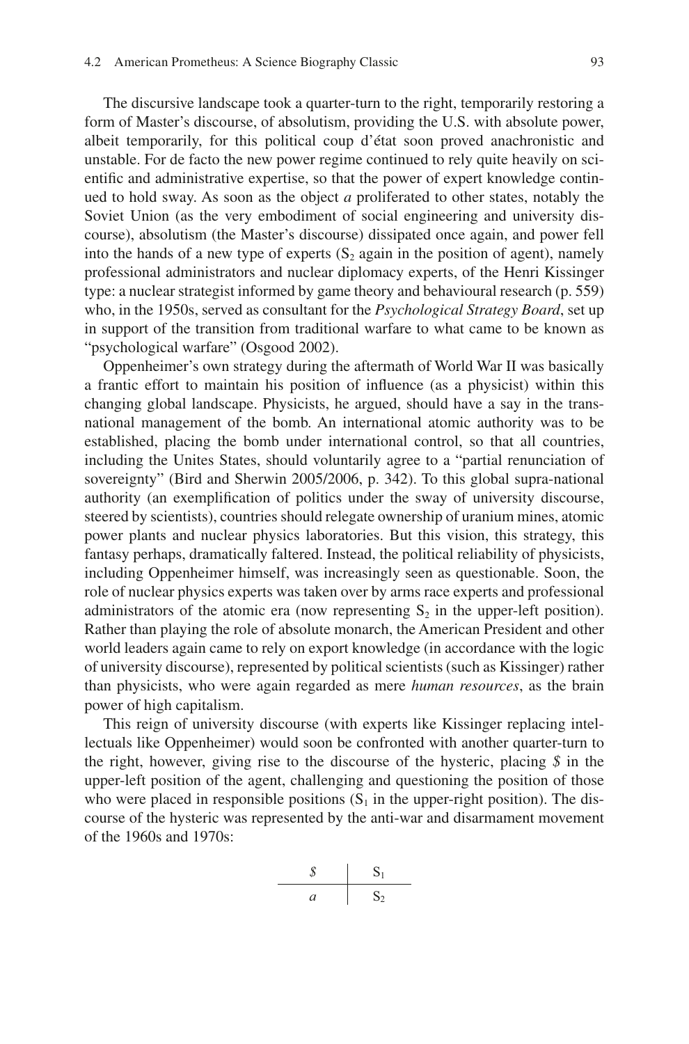The discursive landscape took a quarter-turn to the right, temporarily restoring a form of Master's discourse, of absolutism, providing the U.S. with absolute power, albeit temporarily, for this political coup d'état soon proved anachronistic and unstable. For de facto the new power regime continued to rely quite heavily on scientific and administrative expertise, so that the power of expert knowledge continued to hold sway. As soon as the object *a* proliferated to other states, notably the Soviet Union (as the very embodiment of social engineering and university discourse), absolutism (the Master's discourse) dissipated once again, and power fell into the hands of a new type of experts ($S_2$ again in the position of agent), namely professional administrators and nuclear diplomacy experts, of the Henri Kissinger type: a nuclear strategist informed by game theory and behavioural research (p. 559) who, in the 1950s, served as consultant for the *Psychological Strategy Board*, set up in support of the transition from traditional warfare to what came to be known as "psychological warfare" (Osgood 2002).

Oppenheimer's own strategy during the aftermath of World War II was basically a frantic effort to maintain his position of influence (as a physicist) within this changing global landscape. Physicists, he argued, should have a say in the transnational management of the bomb. An international atomic authority was to be established, placing the bomb under international control, so that all countries, including the Unites States, should voluntarily agree to a "partial renunciation of sovereignty" (Bird and Sherwin 2005/2006, p. 342). To this global supra-national authority (an exemplification of politics under the sway of university discourse, steered by scientists), countries should relegate ownership of uranium mines, atomic power plants and nuclear physics laboratories. But this vision, this strategy, this fantasy perhaps, dramatically faltered. Instead, the political reliability of physicists, including Oppenheimer himself, was increasingly seen as questionable. Soon, the role of nuclear physics experts was taken over by arms race experts and professional administrators of the atomic era (now representing $S_2$ in the upper-left position). Rather than playing the role of absolute monarch, the American President and other world leaders again came to rely on export knowledge (in accordance with the logic of university discourse), represented by political scientists (such as Kissinger) rather than physicists, who were again regarded as mere *human resources*, as the brain power of high capitalism.

This reign of university discourse (with experts like Kissinger replacing intellectuals like Oppenheimer) would soon be confronted with another quarter-turn to the right, however, giving rise to the discourse of the hysteric, placing $\$$ in the upper-left position of the agent, challenging and questioning the position of those who were placed in responsible positions ($S_1$ in the upper-right position). The discourse of the hysteric was represented by the anti-war and disarmament movement of the 1960s and 1970s:

$$\frac{\$}{a} \left| \frac{S_1}{S_2} \right.$$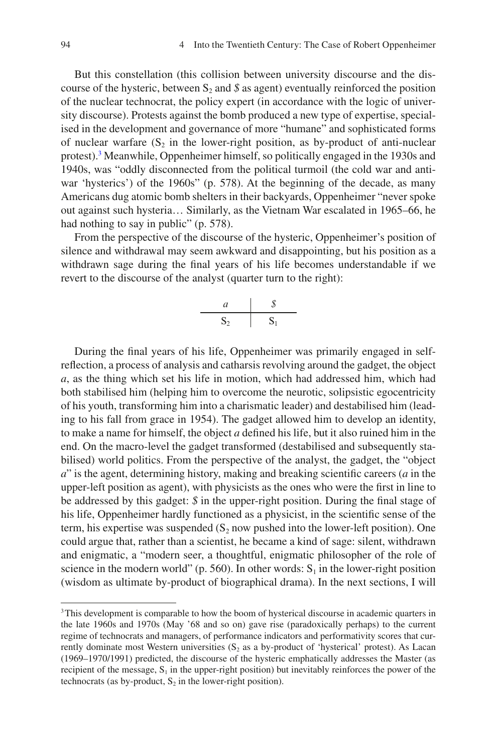But this constellation (this collision between university discourse and the discourse of the hysteric, between $S_2$ and *\$* as agent) eventually reinforced the position of the nuclear technocrat, the policy expert (in accordance with the logic of university discourse). Protests against the bomb produced a new type of expertise, specialised in the development and governance of more "humane" and sophisticated forms of nuclear warfare ($S_2$ in the lower-right position, as by-product of anti-nuclear protest).[3] Meanwhile, Oppenheimer himself, so politically engaged in the 1930s and 1940s, was "oddly disconnected from the political turmoil (the cold war and anti-war 'hysterics') of the 1960s" (p. 578). At the beginning of the decade, as many Americans dug atomic bomb shelters in their backyards, Oppenheimer "never spoke out against such hysteria… Similarly, as the Vietnam War escalated in 1965–66, he had nothing to say in public" (p. 578).

From the perspective of the discourse of the hysteric, Oppenheimer's position of silence and withdrawal may seem awkward and disappointing, but his position as a withdrawn sage during the final years of his life becomes understandable if we revert to the discourse of the analyst (quarter turn to the right):

$$\frac{a}{S_2} \;\Big|\; \frac{\$}{S_1}$$

During the final years of his life, Oppenheimer was primarily engaged in self-reflection, a process of analysis and catharsis revolving around the gadget, the object *a*, as the thing which set his life in motion, which had addressed him, which had both stabilised him (helping him to overcome the neurotic, solipsistic egocentricity of his youth, transforming him into a charismatic leader) and destabilised him (leading to his fall from grace in 1954). The gadget allowed him to develop an identity, to make a name for himself, the object *a* defined his life, but it also ruined him in the end. On the macro-level the gadget transformed (destabilised and subsequently stabilised) world politics. From the perspective of the analyst, the gadget, the "object *a*" is the agent, determining history, making and breaking scientific careers (*a* in the upper-left position as agent), with physicists as the ones who were the first in line to be addressed by this gadget: *\$* in the upper-right position. During the final stage of his life, Oppenheimer hardly functioned as a physicist, in the scientific sense of the term, his expertise was suspended ($S_2$ now pushed into the lower-left position). One could argue that, rather than a scientist, he became a kind of sage: silent, withdrawn and enigmatic, a "modern seer, a thoughtful, enigmatic philosopher of the role of science in the modern world" (p. 560). In other words: $S_1$ in the lower-right position (wisdom as ultimate by-product of biographical drama). In the next sections, I will

[3] This development is comparable to how the boom of hysterical discourse in academic quarters in the late 1960s and 1970s (May '68 and so on) gave rise (paradoxically perhaps) to the current regime of technocrats and managers, of performance indicators and performativity scores that currently dominate most Western universities ($S_2$ as a by-product of 'hysterical' protest). As Lacan (1969–1970/1991) predicted, the discourse of the hysteric emphatically addresses the Master (as recipient of the message, $S_1$ in the upper-right position) but inevitably reinforces the power of the technocrats (as by-product, $S_2$ in the lower-right position).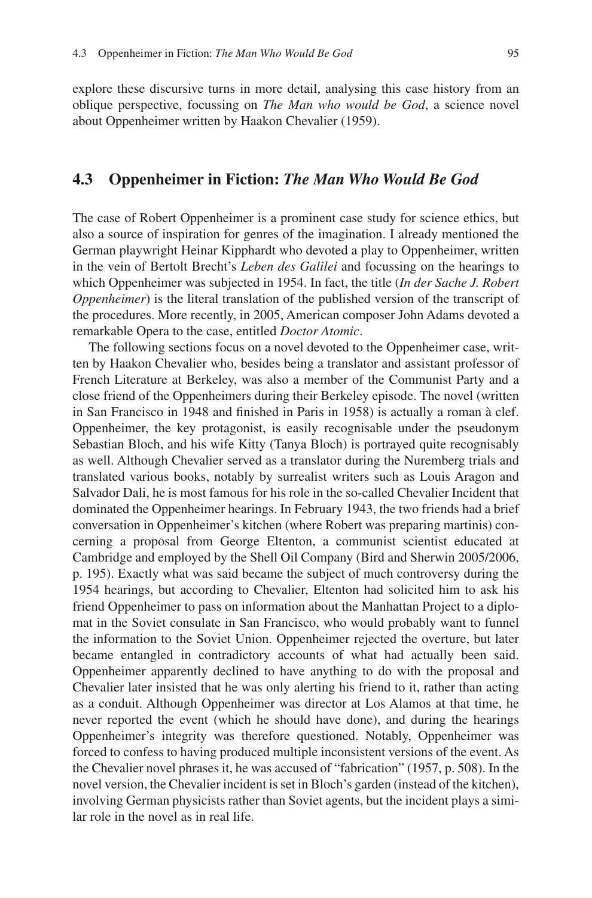explore these discursive turns in more detail, analysing this case history from an oblique perspective, focussing on *The Man who would be God*, a science novel about Oppenheimer written by Haakon Chevalier (1959).

## 4.3 Oppenheimer in Fiction: *The Man Who Would Be God*

The case of Robert Oppenheimer is a prominent case study for science ethics, but also a source of inspiration for genres of the imagination. I already mentioned the German playwright Heinar Kipphardt who devoted a play to Oppenheimer, written in the vein of Bertolt Brecht's *Leben des Galilei* and focussing on the hearings to which Oppenheimer was subjected in 1954. In fact, the title (*In der Sache J. Robert Oppenheimer*) is the literal translation of the published version of the transcript of the procedures. More recently, in 2005, American composer John Adams devoted a remarkable Opera to the case, entitled *Doctor Atomic*.

The following sections focus on a novel devoted to the Oppenheimer case, written by Haakon Chevalier who, besides being a translator and assistant professor of French Literature at Berkeley, was also a member of the Communist Party and a close friend of the Oppenheimers during their Berkeley episode. The novel (written in San Francisco in 1948 and finished in Paris in 1958) is actually a roman à clef. Oppenheimer, the key protagonist, is easily recognisable under the pseudonym Sebastian Bloch, and his wife Kitty (Tanya Bloch) is portrayed quite recognisably as well. Although Chevalier served as a translator during the Nuremberg trials and translated various books, notably by surrealist writers such as Louis Aragon and Salvador Dali, he is most famous for his role in the so-called Chevalier Incident that dominated the Oppenheimer hearings. In February 1943, the two friends had a brief conversation in Oppenheimer's kitchen (where Robert was preparing martinis) concerning a proposal from George Eltenton, a communist scientist educated at Cambridge and employed by the Shell Oil Company (Bird and Sherwin 2005/2006, p. 195). Exactly what was said became the subject of much controversy during the 1954 hearings, but according to Chevalier, Eltenton had solicited him to ask his friend Oppenheimer to pass on information about the Manhattan Project to a diplomat in the Soviet consulate in San Francisco, who would probably want to funnel the information to the Soviet Union. Oppenheimer rejected the overture, but later became entangled in contradictory accounts of what had actually been said. Oppenheimer apparently declined to have anything to do with the proposal and Chevalier later insisted that he was only alerting his friend to it, rather than acting as a conduit. Although Oppenheimer was director at Los Alamos at that time, he never reported the event (which he should have done), and during the hearings Oppenheimer's integrity was therefore questioned. Notably, Oppenheimer was forced to confess to having produced multiple inconsistent versions of the event. As the Chevalier novel phrases it, he was accused of "fabrication" (1957, p. 508). In the novel version, the Chevalier incident is set in Bloch's garden (instead of the kitchen), involving German physicists rather than Soviet agents, but the incident plays a similar role in the novel as in real life.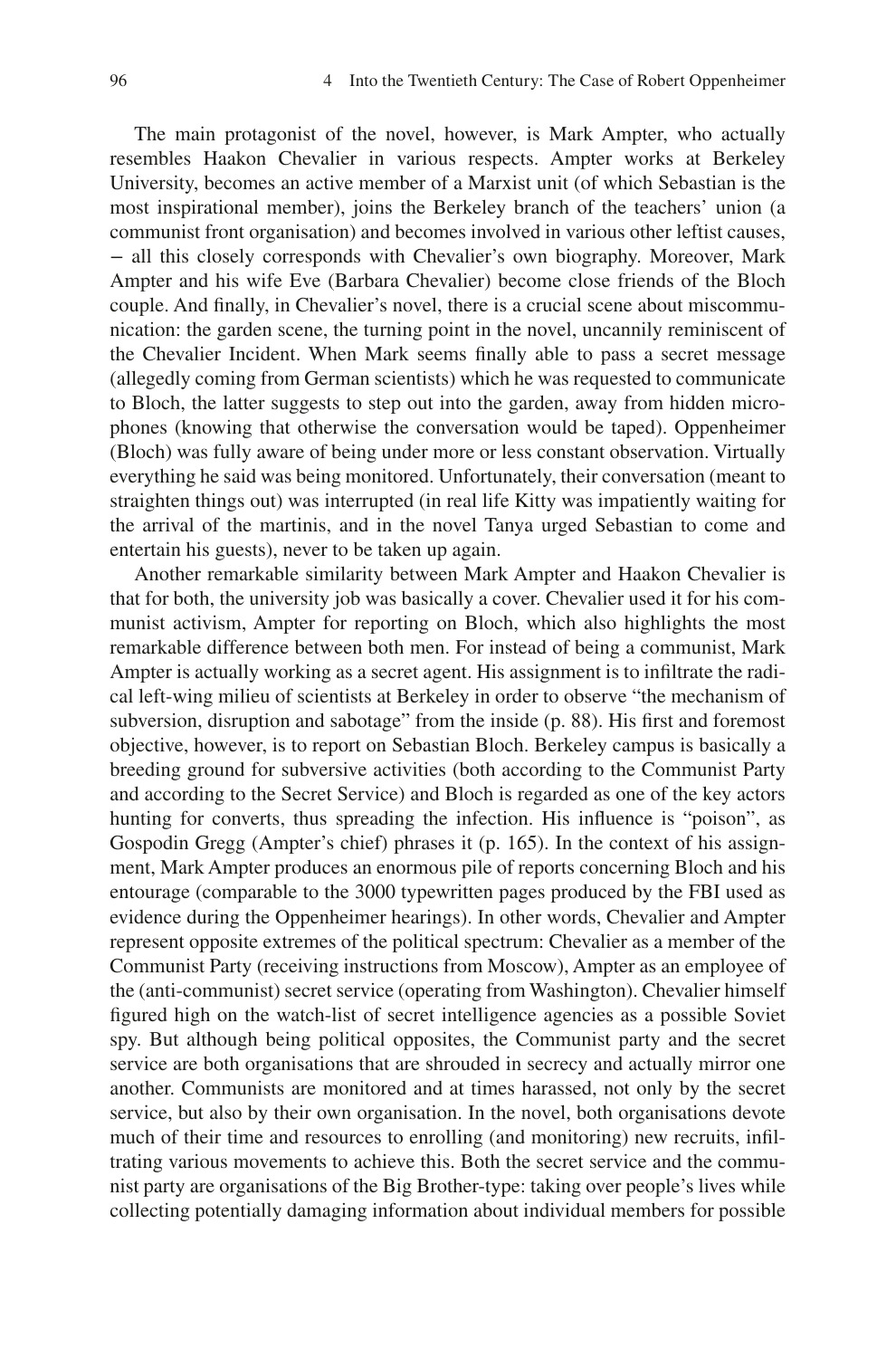The main protagonist of the novel, however, is Mark Ampter, who actually resembles Haakon Chevalier in various respects. Ampter works at Berkeley University, becomes an active member of a Marxist unit (of which Sebastian is the most inspirational member), joins the Berkeley branch of the teachers' union (a communist front organisation) and becomes involved in various other leftist causes, − all this closely corresponds with Chevalier's own biography. Moreover, Mark Ampter and his wife Eve (Barbara Chevalier) become close friends of the Bloch couple. And finally, in Chevalier's novel, there is a crucial scene about miscommunication: the garden scene, the turning point in the novel, uncannily reminiscent of the Chevalier Incident. When Mark seems finally able to pass a secret message (allegedly coming from German scientists) which he was requested to communicate to Bloch, the latter suggests to step out into the garden, away from hidden microphones (knowing that otherwise the conversation would be taped). Oppenheimer (Bloch) was fully aware of being under more or less constant observation. Virtually everything he said was being monitored. Unfortunately, their conversation (meant to straighten things out) was interrupted (in real life Kitty was impatiently waiting for the arrival of the martinis, and in the novel Tanya urged Sebastian to come and entertain his guests), never to be taken up again.

Another remarkable similarity between Mark Ampter and Haakon Chevalier is that for both, the university job was basically a cover. Chevalier used it for his communist activism, Ampter for reporting on Bloch, which also highlights the most remarkable difference between both men. For instead of being a communist, Mark Ampter is actually working as a secret agent. His assignment is to infiltrate the radical left-wing milieu of scientists at Berkeley in order to observe "the mechanism of subversion, disruption and sabotage" from the inside (p. 88). His first and foremost objective, however, is to report on Sebastian Bloch. Berkeley campus is basically a breeding ground for subversive activities (both according to the Communist Party and according to the Secret Service) and Bloch is regarded as one of the key actors hunting for converts, thus spreading the infection. His influence is "poison", as Gospodin Gregg (Ampter's chief) phrases it (p. 165). In the context of his assignment, Mark Ampter produces an enormous pile of reports concerning Bloch and his entourage (comparable to the 3000 typewritten pages produced by the FBI used as evidence during the Oppenheimer hearings). In other words, Chevalier and Ampter represent opposite extremes of the political spectrum: Chevalier as a member of the Communist Party (receiving instructions from Moscow), Ampter as an employee of the (anti-communist) secret service (operating from Washington). Chevalier himself figured high on the watch-list of secret intelligence agencies as a possible Soviet spy. But although being political opposites, the Communist party and the secret service are both organisations that are shrouded in secrecy and actually mirror one another. Communists are monitored and at times harassed, not only by the secret service, but also by their own organisation. In the novel, both organisations devote much of their time and resources to enrolling (and monitoring) new recruits, infiltrating various movements to achieve this. Both the secret service and the communist party are organisations of the Big Brother-type: taking over people's lives while collecting potentially damaging information about individual members for possible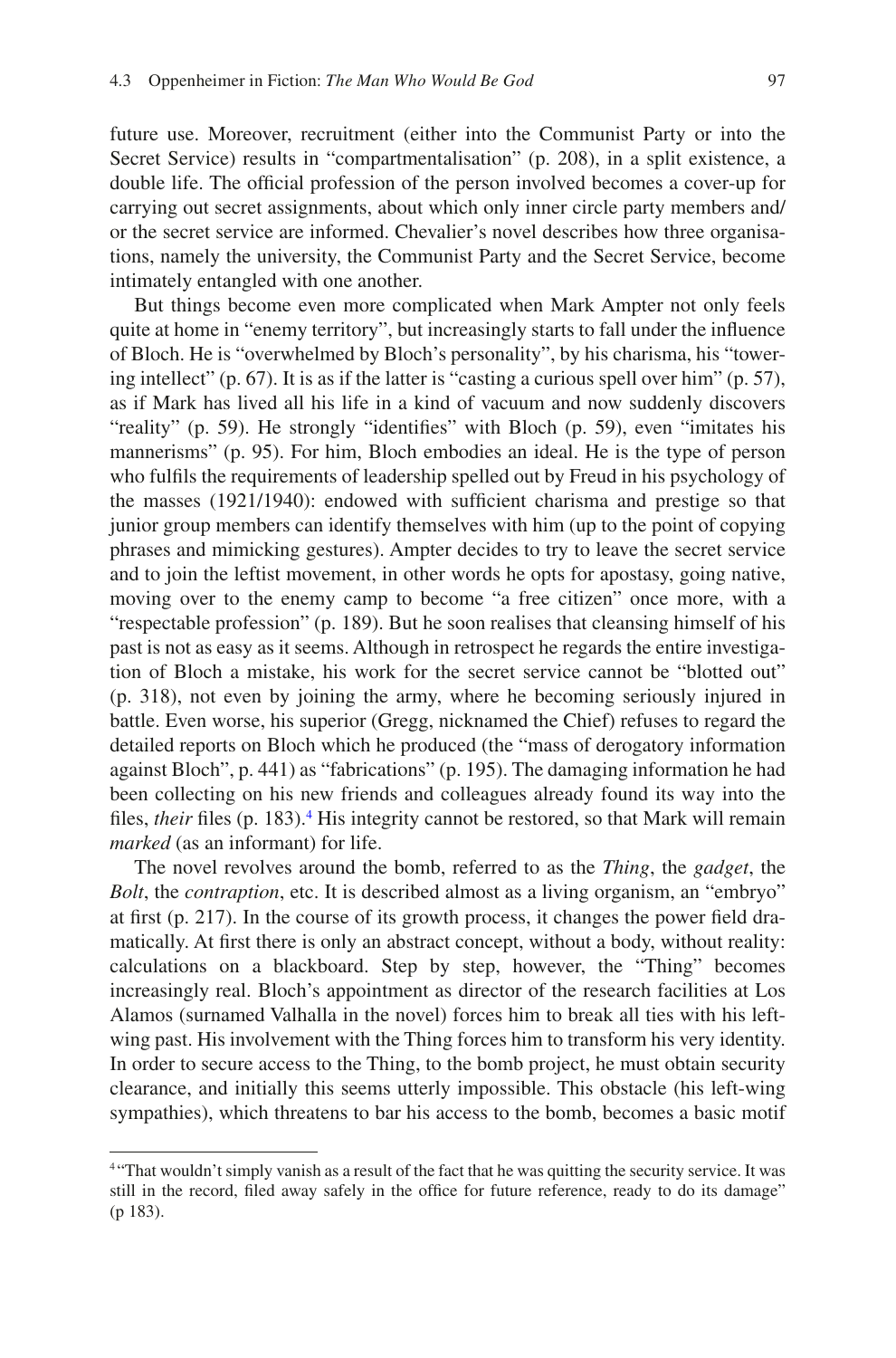future use. Moreover, recruitment (either into the Communist Party or into the Secret Service) results in "compartmentalisation" (p. 208), in a split existence, a double life. The official profession of the person involved becomes a cover-up for carrying out secret assignments, about which only inner circle party members and/or the secret service are informed. Chevalier's novel describes how three organisations, namely the university, the Communist Party and the Secret Service, become intimately entangled with one another.

But things become even more complicated when Mark Ampter not only feels quite at home in "enemy territory", but increasingly starts to fall under the influence of Bloch. He is "overwhelmed by Bloch's personality", by his charisma, his "towering intellect" (p. 67). It is as if the latter is "casting a curious spell over him" (p. 57), as if Mark has lived all his life in a kind of vacuum and now suddenly discovers "reality" (p. 59). He strongly "identifies" with Bloch (p. 59), even "imitates his mannerisms" (p. 95). For him, Bloch embodies an ideal. He is the type of person who fulfils the requirements of leadership spelled out by Freud in his psychology of the masses (1921/1940): endowed with sufficient charisma and prestige so that junior group members can identify themselves with him (up to the point of copying phrases and mimicking gestures). Ampter decides to try to leave the secret service and to join the leftist movement, in other words he opts for apostasy, going native, moving over to the enemy camp to become "a free citizen" once more, with a "respectable profession" (p. 189). But he soon realises that cleansing himself of his past is not as easy as it seems. Although in retrospect he regards the entire investigation of Bloch a mistake, his work for the secret service cannot be "blotted out" (p. 318), not even by joining the army, where he becoming seriously injured in battle. Even worse, his superior (Gregg, nicknamed the Chief) refuses to regard the detailed reports on Bloch which he produced (the "mass of derogatory information against Bloch", p. 441) as "fabrications" (p. 195). The damaging information he had been collecting on his new friends and colleagues already found its way into the files, *their* files (p. 183).[4] His integrity cannot be restored, so that Mark will remain *marked* (as an informant) for life.

The novel revolves around the bomb, referred to as the *Thing*, the *gadget*, the *Bolt*, the *contraption*, etc. It is described almost as a living organism, an "embryo" at first (p. 217). In the course of its growth process, it changes the power field dramatically. At first there is only an abstract concept, without a body, without reality: calculations on a blackboard. Step by step, however, the "Thing" becomes increasingly real. Bloch's appointment as director of the research facilities at Los Alamos (surnamed Valhalla in the novel) forces him to break all ties with his left-wing past. His involvement with the Thing forces him to transform his very identity. In order to secure access to the Thing, to the bomb project, he must obtain security clearance, and initially this seems utterly impossible. This obstacle (his left-wing sympathies), which threatens to bar his access to the bomb, becomes a basic motif

[4] "That wouldn't simply vanish as a result of the fact that he was quitting the security service. It was still in the record, filed away safely in the office for future reference, ready to do its damage" (p 183).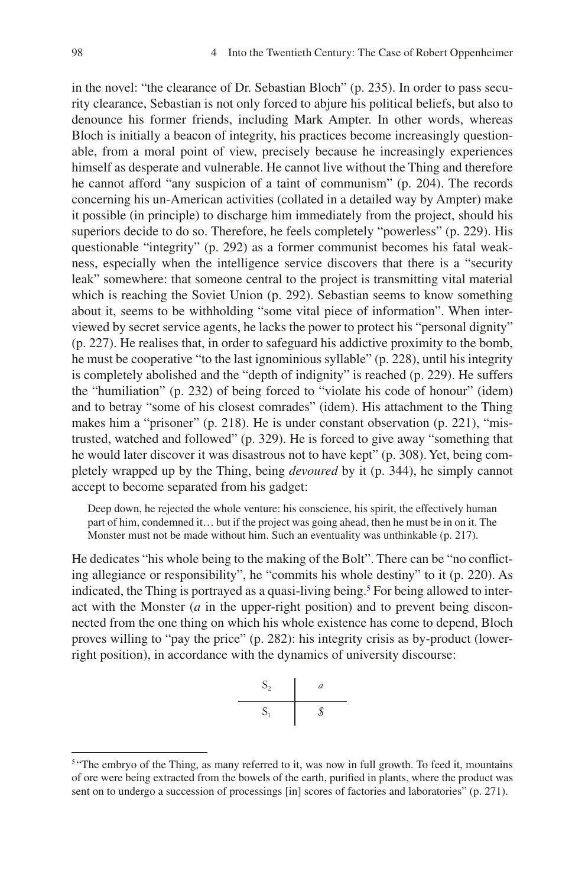in the novel: "the clearance of Dr. Sebastian Bloch" (p. 235). In order to pass security clearance, Sebastian is not only forced to abjure his political beliefs, but also to denounce his former friends, including Mark Ampter. In other words, whereas Bloch is initially a beacon of integrity, his practices become increasingly questionable, from a moral point of view, precisely because he increasingly experiences himself as desperate and vulnerable. He cannot live without the Thing and therefore he cannot afford "any suspicion of a taint of communism" (p. 204). The records concerning his un-American activities (collated in a detailed way by Ampter) make it possible (in principle) to discharge him immediately from the project, should his superiors decide to do so. Therefore, he feels completely "powerless" (p. 229). His questionable "integrity" (p. 292) as a former communist becomes his fatal weakness, especially when the intelligence service discovers that there is a "security leak" somewhere: that someone central to the project is transmitting vital material which is reaching the Soviet Union (p. 292). Sebastian seems to know something about it, seems to be withholding "some vital piece of information". When interviewed by secret service agents, he lacks the power to protect his "personal dignity" (p. 227). He realises that, in order to safeguard his addictive proximity to the bomb, he must be cooperative "to the last ignominious syllable" (p. 228), until his integrity is completely abolished and the "depth of indignity" is reached (p. 229). He suffers the "humiliation" (p. 232) of being forced to "violate his code of honour" (idem) and to betray "some of his closest comrades" (idem). His attachment to the Thing makes him a "prisoner" (p. 218). He is under constant observation (p. 221), "mistrusted, watched and followed" (p. 329). He is forced to give away "something that he would later discover it was disastrous not to have kept" (p. 308). Yet, being completely wrapped up by the Thing, being *devoured* by it (p. 344), he simply cannot accept to become separated from his gadget:

> Deep down, he rejected the whole venture: his conscience, his spirit, the effectively human part of him, condemned it… but if the project was going ahead, then he must be in on it. The Monster must not be made without him. Such an eventuality was unthinkable (p. 217).

He dedicates "his whole being to the making of the Bolt". There can be "no conflicting allegiance or responsibility", he "commits his whole destiny" to it (p. 220). As indicated, the Thing is portrayed as a quasi-living being.[5] For being allowed to interact with the Monster (*a* in the upper-right position) and to prevent being disconnected from the one thing on which his whole existence has come to depend, Bloch proves willing to "pay the price" (p. 282): his integrity crisis as by-product (lower-right position), in accordance with the dynamics of university discourse:

$$\frac{S_2}{S_1} \;\Big|\; \frac{a}{\$}$$

[5] "The embryo of the Thing, as many referred to it, was now in full growth. To feed it, mountains of ore were being extracted from the bowels of the earth, purified in plants, where the product was sent on to undergo a succession of processings [in] scores of factories and laboratories" (p. 271).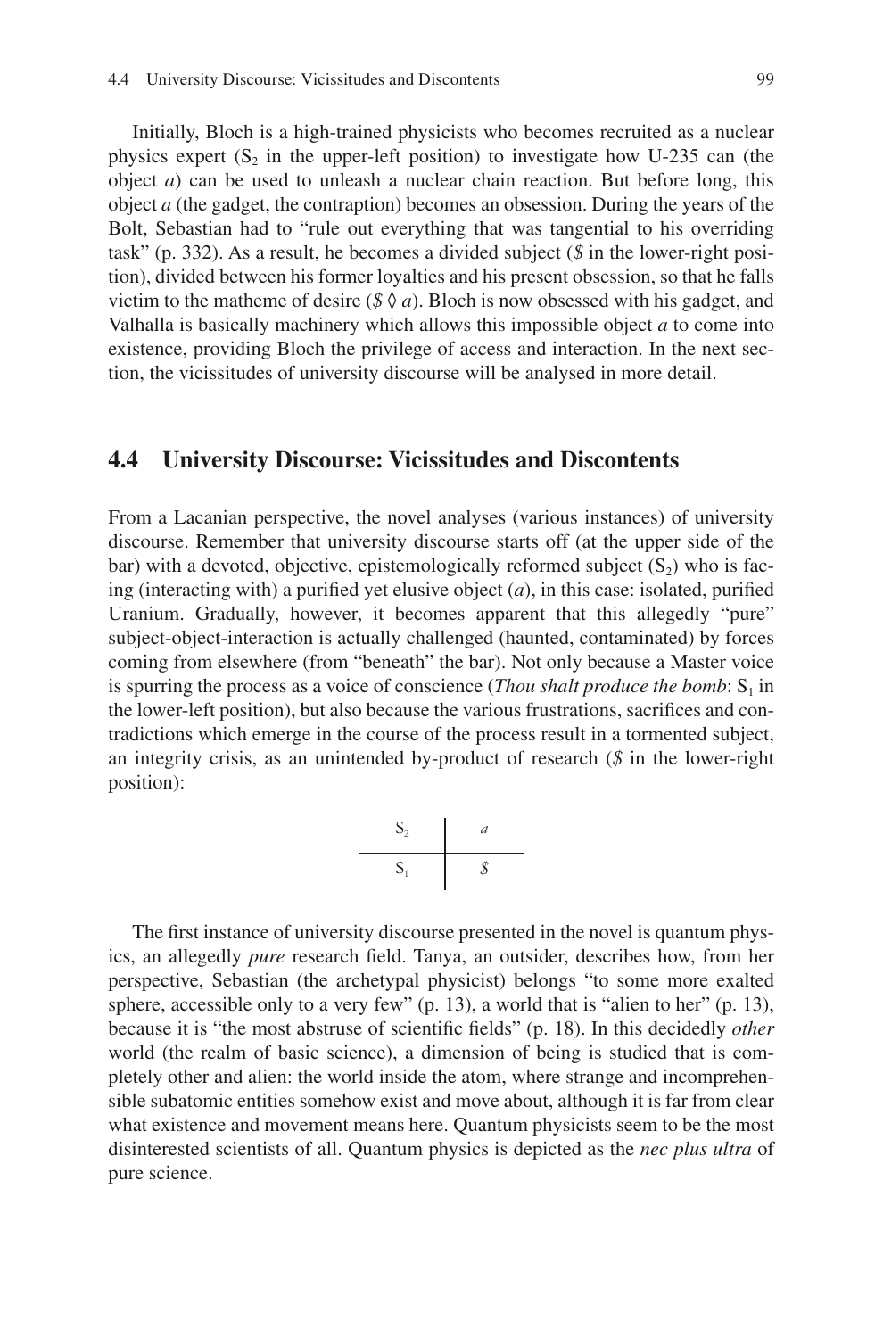Initially, Bloch is a high-trained physicists who becomes recruited as a nuclear physics expert ($S_2$ in the upper-left position) to investigate how U-235 can (the object *a*) can be used to unleash a nuclear chain reaction. But before long, this object *a* (the gadget, the contraption) becomes an obsession. During the years of the Bolt, Sebastian had to "rule out everything that was tangential to his overriding task" (p. 332). As a result, he becomes a divided subject (*\$* in the lower-right position), divided between his former loyalties and his present obsession, so that he falls victim to the matheme of desire ($\$ \lozenge a$). Bloch is now obsessed with his gadget, and Valhalla is basically machinery which allows this impossible object *a* to come into existence, providing Bloch the privilege of access and interaction. In the next section, the vicissitudes of university discourse will be analysed in more detail.

## 4.4 University Discourse: Vicissitudes and Discontents

From a Lacanian perspective, the novel analyses (various instances) of university discourse. Remember that university discourse starts off (at the upper side of the bar) with a devoted, objective, epistemologically reformed subject ($S_2$) who is facing (interacting with) a purified yet elusive object (*a*), in this case: isolated, purified Uranium. Gradually, however, it becomes apparent that this allegedly "pure" subject-object-interaction is actually challenged (haunted, contaminated) by forces coming from elsewhere (from "beneath" the bar). Not only because a Master voice is spurring the process as a voice of conscience (*Thou shalt produce the bomb*: $S_1$ in the lower-left position), but also because the various frustrations, sacrifices and contradictions which emerge in the course of the process result in a tormented subject, an integrity crisis, as an unintended by-product of research (*\$* in the lower-right position):

$$\begin{array}{c|c} S_2 & a \\ \hline S_1 & \$ \end{array}$$

The first instance of university discourse presented in the novel is quantum physics, an allegedly *pure* research field. Tanya, an outsider, describes how, from her perspective, Sebastian (the archetypal physicist) belongs "to some more exalted sphere, accessible only to a very few" (p. 13), a world that is "alien to her" (p. 13), because it is "the most abstruse of scientific fields" (p. 18). In this decidedly *other* world (the realm of basic science), a dimension of being is studied that is completely other and alien: the world inside the atom, where strange and incomprehensible subatomic entities somehow exist and move about, although it is far from clear what existence and movement means here. Quantum physicists seem to be the most disinterested scientists of all. Quantum physics is depicted as the *nec plus ultra* of pure science.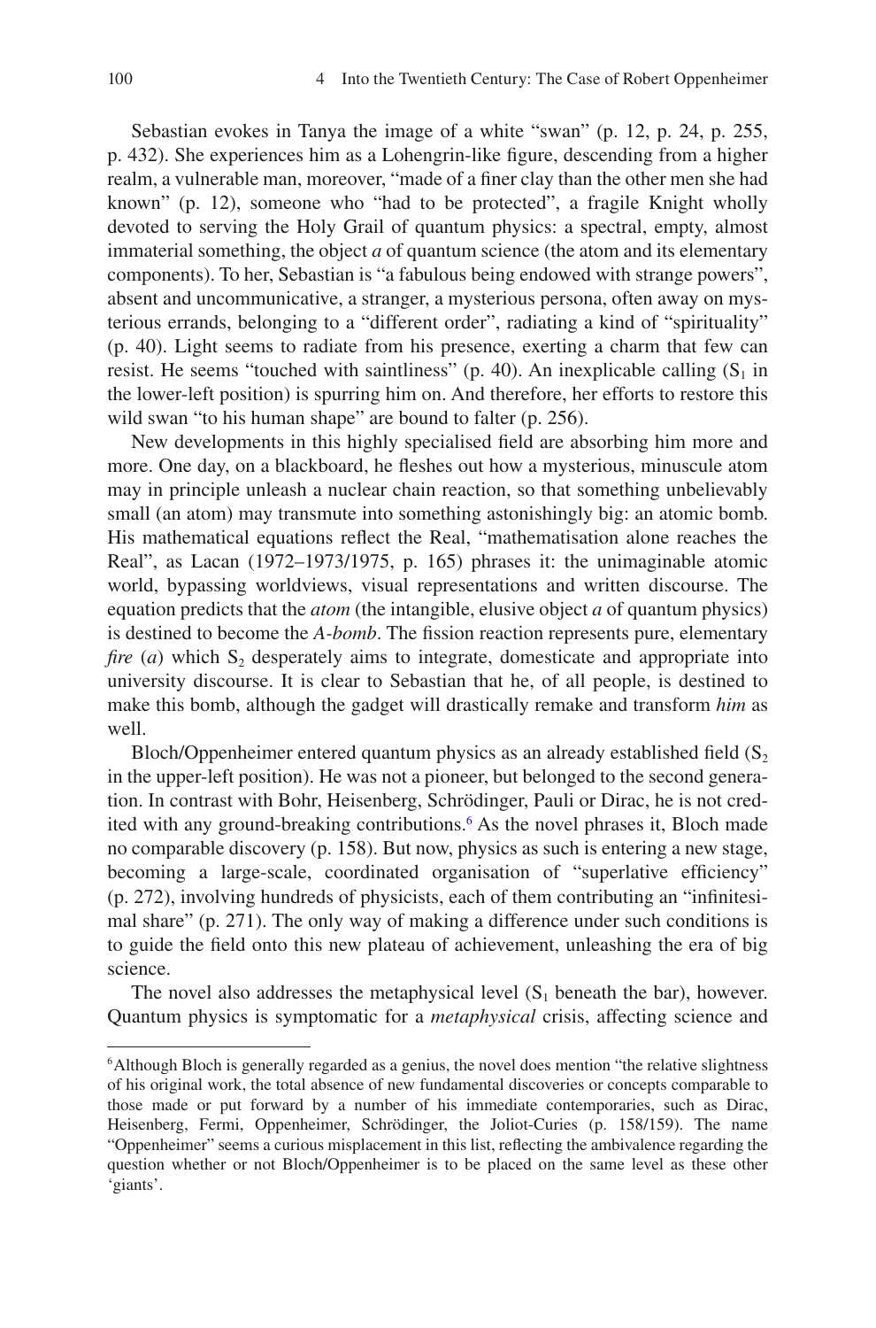Sebastian evokes in Tanya the image of a white "swan" (p. 12, p. 24, p. 255, p. 432). She experiences him as a Lohengrin-like figure, descending from a higher realm, a vulnerable man, moreover, "made of a finer clay than the other men she had known" (p. 12), someone who "had to be protected", a fragile Knight wholly devoted to serving the Holy Grail of quantum physics: a spectral, empty, almost immaterial something, the object *a* of quantum science (the atom and its elementary components). To her, Sebastian is "a fabulous being endowed with strange powers", absent and uncommunicative, a stranger, a mysterious persona, often away on mysterious errands, belonging to a "different order", radiating a kind of "spirituality" (p. 40). Light seems to radiate from his presence, exerting a charm that few can resist. He seems "touched with saintliness" (p. 40). An inexplicable calling ($S_1$ in the lower-left position) is spurring him on. And therefore, her efforts to restore this wild swan "to his human shape" are bound to falter (p. 256).

New developments in this highly specialised field are absorbing him more and more. One day, on a blackboard, he fleshes out how a mysterious, minuscule atom may in principle unleash a nuclear chain reaction, so that something unbelievably small (an atom) may transmute into something astonishingly big: an atomic bomb. His mathematical equations reflect the Real, "mathematisation alone reaches the Real", as Lacan (1972–1973/1975, p. 165) phrases it: the unimaginable atomic world, bypassing worldviews, visual representations and written discourse. The equation predicts that the *atom* (the intangible, elusive object *a* of quantum physics) is destined to become the *A-bomb*. The fission reaction represents pure, elementary *fire* (*a*) which $S_2$ desperately aims to integrate, domesticate and appropriate into university discourse. It is clear to Sebastian that he, of all people, is destined to make this bomb, although the gadget will drastically remake and transform *him* as well.

Bloch/Oppenheimer entered quantum physics as an already established field ($S_2$ in the upper-left position). He was not a pioneer, but belonged to the second generation. In contrast with Bohr, Heisenberg, Schrödinger, Pauli or Dirac, he is not credited with any ground-breaking contributions.[6] As the novel phrases it, Bloch made no comparable discovery (p. 158). But now, physics as such is entering a new stage, becoming a large-scale, coordinated organisation of "superlative efficiency" (p. 272), involving hundreds of physicists, each of them contributing an "infinitesimal share" (p. 271). The only way of making a difference under such conditions is to guide the field onto this new plateau of achievement, unleashing the era of big science.

The novel also addresses the metaphysical level ($S_1$ beneath the bar), however. Quantum physics is symptomatic for a *metaphysical* crisis, affecting science and

[6] Although Bloch is generally regarded as a genius, the novel does mention "the relative slightness of his original work, the total absence of new fundamental discoveries or concepts comparable to those made or put forward by a number of his immediate contemporaries, such as Dirac, Heisenberg, Fermi, Oppenheimer, Schrödinger, the Joliot-Curies (p. 158/159). The name "Oppenheimer" seems a curious misplacement in this list, reflecting the ambivalence regarding the question whether or not Bloch/Oppenheimer is to be placed on the same level as these other 'giants'.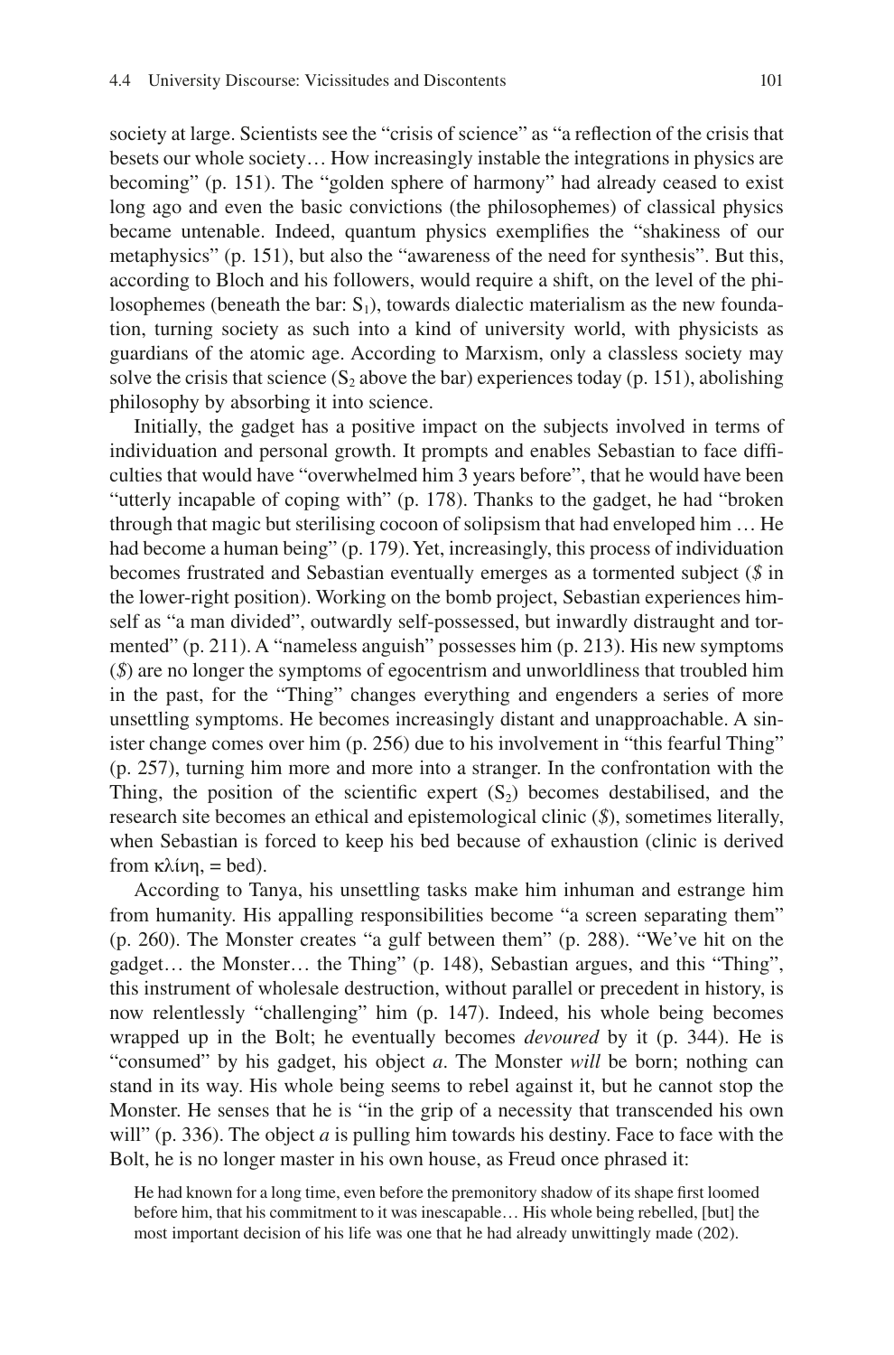society at large. Scientists see the "crisis of science" as "a reflection of the crisis that besets our whole society… How increasingly instable the integrations in physics are becoming" (p. 151). The "golden sphere of harmony" had already ceased to exist long ago and even the basic convictions (the philosophemes) of classical physics became untenable. Indeed, quantum physics exemplifies the "shakiness of our metaphysics" (p. 151), but also the "awareness of the need for synthesis". But this, according to Bloch and his followers, would require a shift, on the level of the philosophemes (beneath the bar: $S_1$), towards dialectic materialism as the new foundation, turning society as such into a kind of university world, with physicists as guardians of the atomic age. According to Marxism, only a classless society may solve the crisis that science ($S_2$ above the bar) experiences today (p. 151), abolishing philosophy by absorbing it into science.

Initially, the gadget has a positive impact on the subjects involved in terms of individuation and personal growth. It prompts and enables Sebastian to face difficulties that would have "overwhelmed him 3 years before", that he would have been "utterly incapable of coping with" (p. 178). Thanks to the gadget, he had "broken through that magic but sterilising cocoon of solipsism that had enveloped him … He had become a human being" (p. 179). Yet, increasingly, this process of individuation becomes frustrated and Sebastian eventually emerges as a tormented subject (*$* in the lower-right position). Working on the bomb project, Sebastian experiences himself as "a man divided", outwardly self-possessed, but inwardly distraught and tormented" (p. 211). A "nameless anguish" possesses him (p. 213). His new symptoms (*$*) are no longer the symptoms of egocentrism and unworldliness that troubled him in the past, for the "Thing" changes everything and engenders a series of more unsettling symptoms. He becomes increasingly distant and unapproachable. A sinister change comes over him (p. 256) due to his involvement in "this fearful Thing" (p. 257), turning him more and more into a stranger. In the confrontation with the Thing, the position of the scientific expert ($S_2$) becomes destabilised, and the research site becomes an ethical and epistemological clinic (*$*), sometimes literally, when Sebastian is forced to keep his bed because of exhaustion (clinic is derived from κλίνη, = bed).

According to Tanya, his unsettling tasks make him inhuman and estrange him from humanity. His appalling responsibilities become "a screen separating them" (p. 260). The Monster creates "a gulf between them" (p. 288). "We've hit on the gadget… the Monster… the Thing" (p. 148), Sebastian argues, and this "Thing", this instrument of wholesale destruction, without parallel or precedent in history, is now relentlessly "challenging" him (p. 147). Indeed, his whole being becomes wrapped up in the Bolt; he eventually becomes *devoured* by it (p. 344). He is "consumed" by his gadget, his object *a*. The Monster *will* be born; nothing can stand in its way. His whole being seems to rebel against it, but he cannot stop the Monster. He senses that he is "in the grip of a necessity that transcended his own will" (p. 336). The object *a* is pulling him towards his destiny. Face to face with the Bolt, he is no longer master in his own house, as Freud once phrased it:

> He had known for a long time, even before the premonitory shadow of its shape first loomed before him, that his commitment to it was inescapable… His whole being rebelled, [but] the most important decision of his life was one that he had already unwittingly made (202).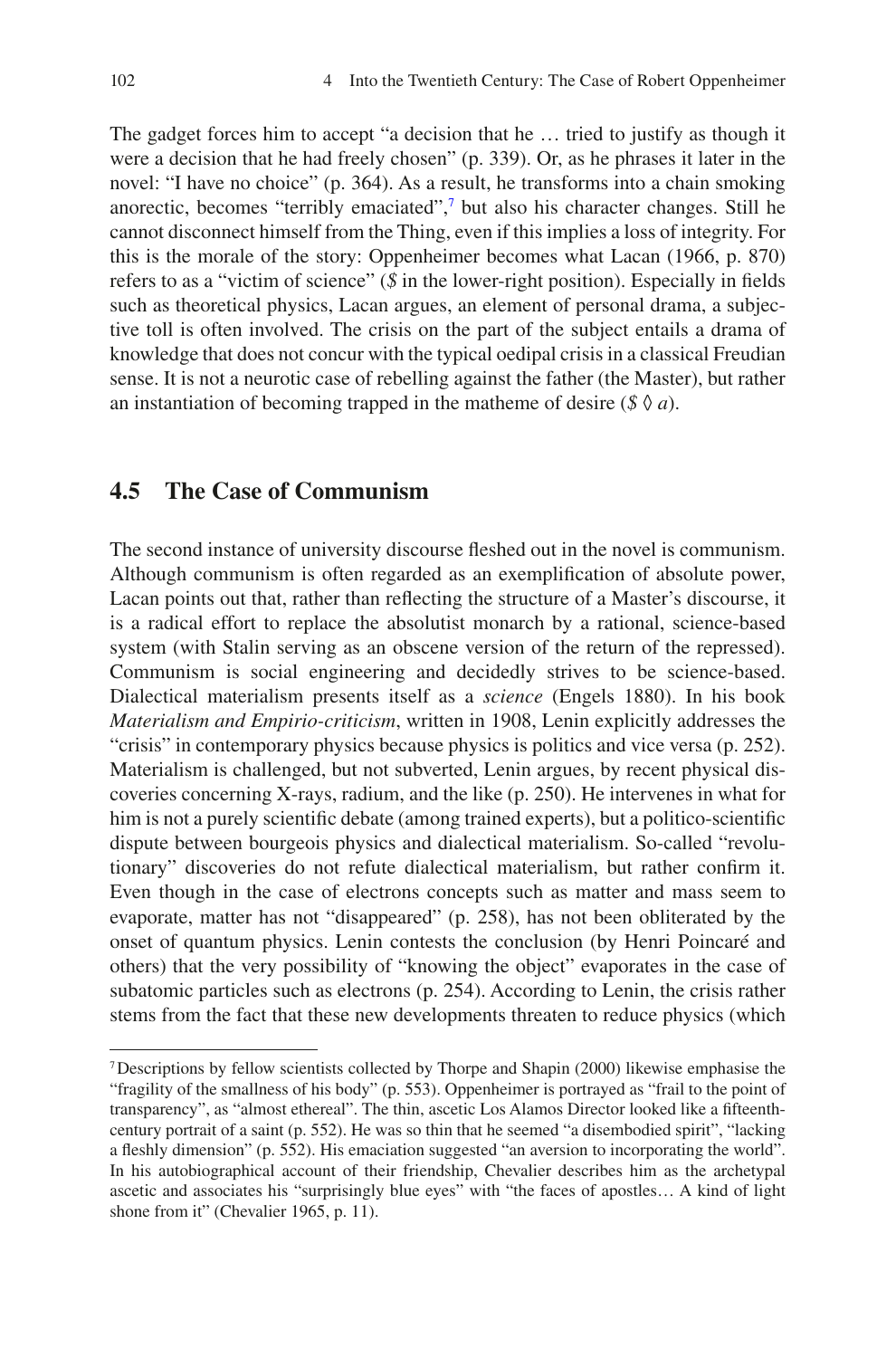The gadget forces him to accept "a decision that he … tried to justify as though it were a decision that he had freely chosen" (p. 339). Or, as he phrases it later in the novel: "I have no choice" (p. 364). As a result, he transforms into a chain smoking anorectic, becomes "terribly emaciated",[7] but also his character changes. Still he cannot disconnect himself from the Thing, even if this implies a loss of integrity. For this is the morale of the story: Oppenheimer becomes what Lacan (1966, p. 870) refers to as a "victim of science" (*$* in the lower-right position). Especially in fields such as theoretical physics, Lacan argues, an element of personal drama, a subjective toll is often involved. The crisis on the part of the subject entails a drama of knowledge that does not concur with the typical oedipal crisis in a classical Freudian sense. It is not a neurotic case of rebelling against the father (the Master), but rather an instantiation of becoming trapped in the matheme of desire (*$* ◊ *a*).

## 4.5 The Case of Communism

The second instance of university discourse fleshed out in the novel is communism. Although communism is often regarded as an exemplification of absolute power, Lacan points out that, rather than reflecting the structure of a Master's discourse, it is a radical effort to replace the absolutist monarch by a rational, science-based system (with Stalin serving as an obscene version of the return of the repressed). Communism is social engineering and decidedly strives to be science-based. Dialectical materialism presents itself as a *science* (Engels 1880). In his book *Materialism and Empirio-criticism*, written in 1908, Lenin explicitly addresses the "crisis" in contemporary physics because physics is politics and vice versa (p. 252). Materialism is challenged, but not subverted, Lenin argues, by recent physical discoveries concerning X-rays, radium, and the like (p. 250). He intervenes in what for him is not a purely scientific debate (among trained experts), but a politico-scientific dispute between bourgeois physics and dialectical materialism. So-called "revolutionary" discoveries do not refute dialectical materialism, but rather confirm it. Even though in the case of electrons concepts such as matter and mass seem to evaporate, matter has not "disappeared" (p. 258), has not been obliterated by the onset of quantum physics. Lenin contests the conclusion (by Henri Poincaré and others) that the very possibility of "knowing the object" evaporates in the case of subatomic particles such as electrons (p. 254). According to Lenin, the crisis rather stems from the fact that these new developments threaten to reduce physics (which

---

[7] Descriptions by fellow scientists collected by Thorpe and Shapin (2000) likewise emphasise the "fragility of the smallness of his body" (p. 553). Oppenheimer is portrayed as "frail to the point of transparency", as "almost ethereal". The thin, ascetic Los Alamos Director looked like a fifteenth-century portrait of a saint (p. 552). He was so thin that he seemed "a disembodied spirit", "lacking a fleshly dimension" (p. 552). His emaciation suggested "an aversion to incorporating the world". In his autobiographical account of their friendship, Chevalier describes him as the archetypal ascetic and associates his "surprisingly blue eyes" with "the faces of apostles… A kind of light shone from it" (Chevalier 1965, p. 11).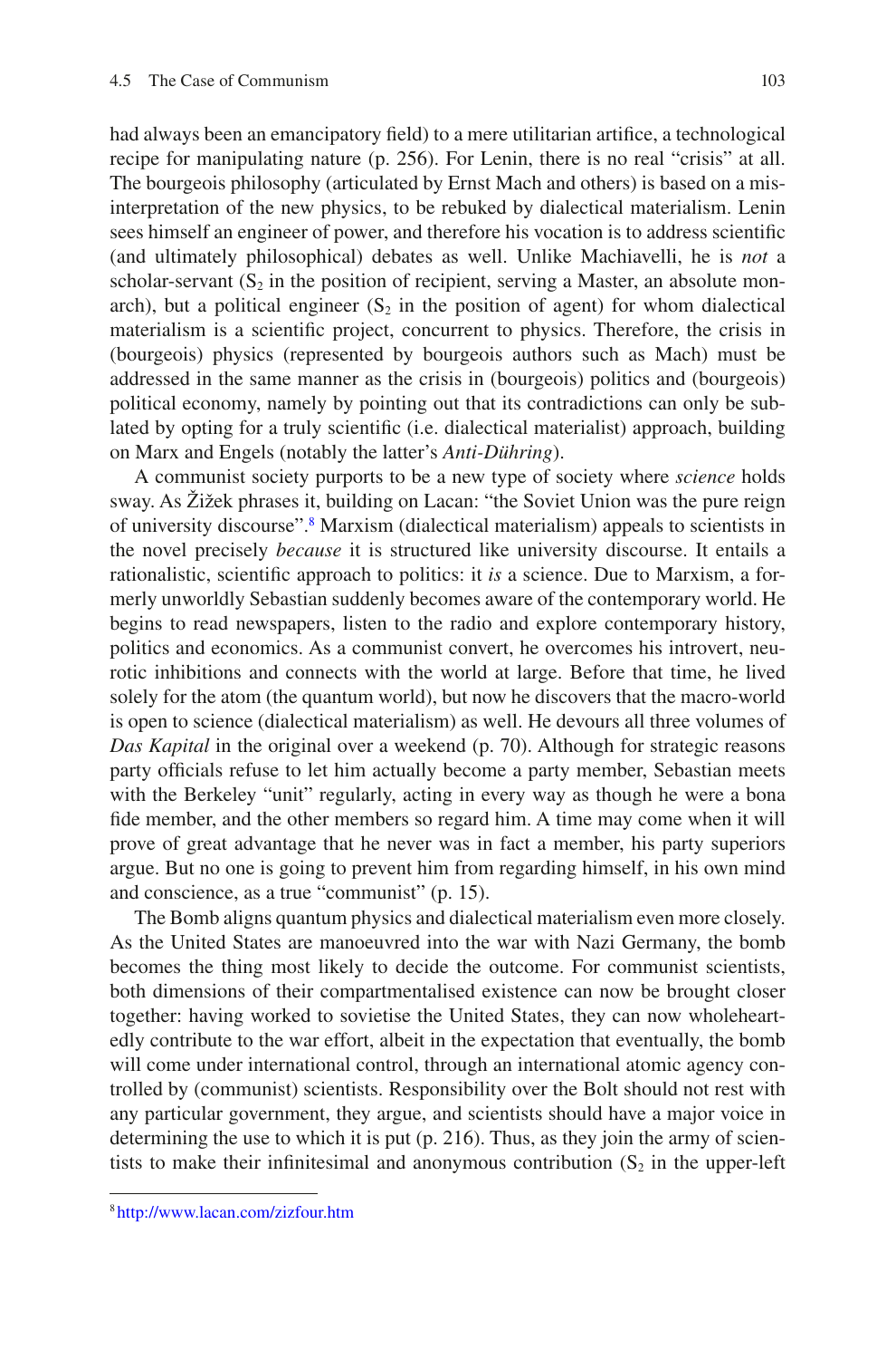had always been an emancipatory field) to a mere utilitarian artifice, a technological recipe for manipulating nature (p. 256). For Lenin, there is no real "crisis" at all. The bourgeois philosophy (articulated by Ernst Mach and others) is based on a misinterpretation of the new physics, to be rebuked by dialectical materialism. Lenin sees himself an engineer of power, and therefore his vocation is to address scientific (and ultimately philosophical) debates as well. Unlike Machiavelli, he is *not* a scholar-servant ($S_2$ in the position of recipient, serving a Master, an absolute monarch), but a political engineer ($S_2$ in the position of agent) for whom dialectical materialism is a scientific project, concurrent to physics. Therefore, the crisis in (bourgeois) physics (represented by bourgeois authors such as Mach) must be addressed in the same manner as the crisis in (bourgeois) politics and (bourgeois) political economy, namely by pointing out that its contradictions can only be sublated by opting for a truly scientific (i.e. dialectical materialist) approach, building on Marx and Engels (notably the latter's *Anti-Dühring*).

A communist society purports to be a new type of society where *science* holds sway. As Žižek phrases it, building on Lacan: "the Soviet Union was the pure reign of university discourse".[8] Marxism (dialectical materialism) appeals to scientists in the novel precisely *because* it is structured like university discourse. It entails a rationalistic, scientific approach to politics: it *is* a science. Due to Marxism, a formerly unworldly Sebastian suddenly becomes aware of the contemporary world. He begins to read newspapers, listen to the radio and explore contemporary history, politics and economics. As a communist convert, he overcomes his introvert, neurotic inhibitions and connects with the world at large. Before that time, he lived solely for the atom (the quantum world), but now he discovers that the macro-world is open to science (dialectical materialism) as well. He devours all three volumes of *Das Kapital* in the original over a weekend (p. 70). Although for strategic reasons party officials refuse to let him actually become a party member, Sebastian meets with the Berkeley "unit" regularly, acting in every way as though he were a bona fide member, and the other members so regard him. A time may come when it will prove of great advantage that he never was in fact a member, his party superiors argue. But no one is going to prevent him from regarding himself, in his own mind and conscience, as a true "communist" (p. 15).

The Bomb aligns quantum physics and dialectical materialism even more closely. As the United States are manoeuvred into the war with Nazi Germany, the bomb becomes the thing most likely to decide the outcome. For communist scientists, both dimensions of their compartmentalised existence can now be brought closer together: having worked to sovietise the United States, they can now wholeheartedly contribute to the war effort, albeit in the expectation that eventually, the bomb will come under international control, through an international atomic agency controlled by (communist) scientists. Responsibility over the Bolt should not rest with any particular government, they argue, and scientists should have a major voice in determining the use to which it is put (p. 216). Thus, as they join the army of scientists to make their infinitesimal and anonymous contribution ($S_2$ in the upper-left

[8] http://www.lacan.com/zizfour.htm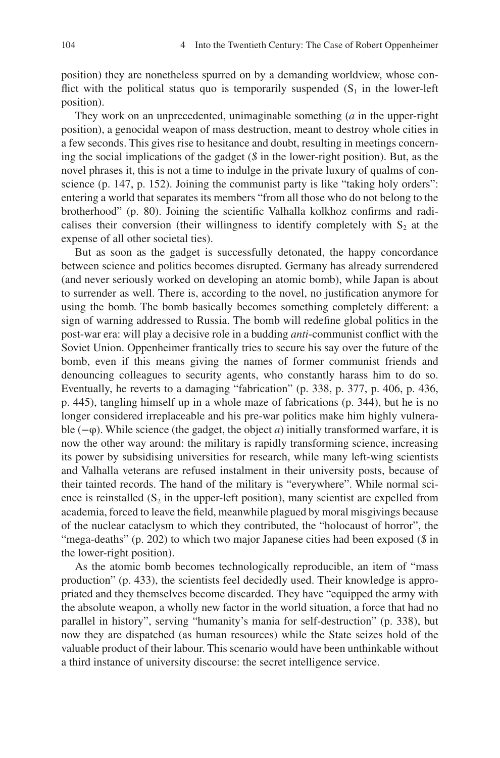position) they are nonetheless spurred on by a demanding worldview, whose conflict with the political status quo is temporarily suspended ($S_1$ in the lower-left position).

They work on an unprecedented, unimaginable something (*a* in the upper-right position), a genocidal weapon of mass destruction, meant to destroy whole cities in a few seconds. This gives rise to hesitance and doubt, resulting in meetings concerning the social implications of the gadget (*$* in the lower-right position). But, as the novel phrases it, this is not a time to indulge in the private luxury of qualms of conscience (p. 147, p. 152). Joining the communist party is like "taking holy orders": entering a world that separates its members "from all those who do not belong to the brotherhood" (p. 80). Joining the scientific Valhalla kolkhoz confirms and radicalises their conversion (their willingness to identify completely with $S_2$ at the expense of all other societal ties).

But as soon as the gadget is successfully detonated, the happy concordance between science and politics becomes disrupted. Germany has already surrendered (and never seriously worked on developing an atomic bomb), while Japan is about to surrender as well. There is, according to the novel, no justification anymore for using the bomb. The bomb basically becomes something completely different: a sign of warning addressed to Russia. The bomb will redefine global politics in the post-war era: will play a decisive role in a budding *anti*-communist conflict with the Soviet Union. Oppenheimer frantically tries to secure his say over the future of the bomb, even if this means giving the names of former communist friends and denouncing colleagues to security agents, who constantly harass him to do so. Eventually, he reverts to a damaging "fabrication" (p. 338, p. 377, p. 406, p. 436, p. 445), tangling himself up in a whole maze of fabrications (p. 344), but he is no longer considered irreplaceable and his pre-war politics make him highly vulnerable ($-\varphi$). While science (the gadget, the object *a*) initially transformed warfare, it is now the other way around: the military is rapidly transforming science, increasing its power by subsidising universities for research, while many left-wing scientists and Valhalla veterans are refused instalment in their university posts, because of their tainted records. The hand of the military is "everywhere". While normal science is reinstalled ($S_2$ in the upper-left position), many scientist are expelled from academia, forced to leave the field, meanwhile plagued by moral misgivings because of the nuclear cataclysm to which they contributed, the "holocaust of horror", the "mega-deaths" (p. 202) to which two major Japanese cities had been exposed (*$* in the lower-right position).

As the atomic bomb becomes technologically reproducible, an item of "mass production" (p. 433), the scientists feel decidedly used. Their knowledge is appropriated and they themselves become discarded. They have "equipped the army with the absolute weapon, a wholly new factor in the world situation, a force that had no parallel in history", serving "humanity's mania for self-destruction" (p. 338), but now they are dispatched (as human resources) while the State seizes hold of the valuable product of their labour. This scenario would have been unthinkable without a third instance of university discourse: the secret intelligence service.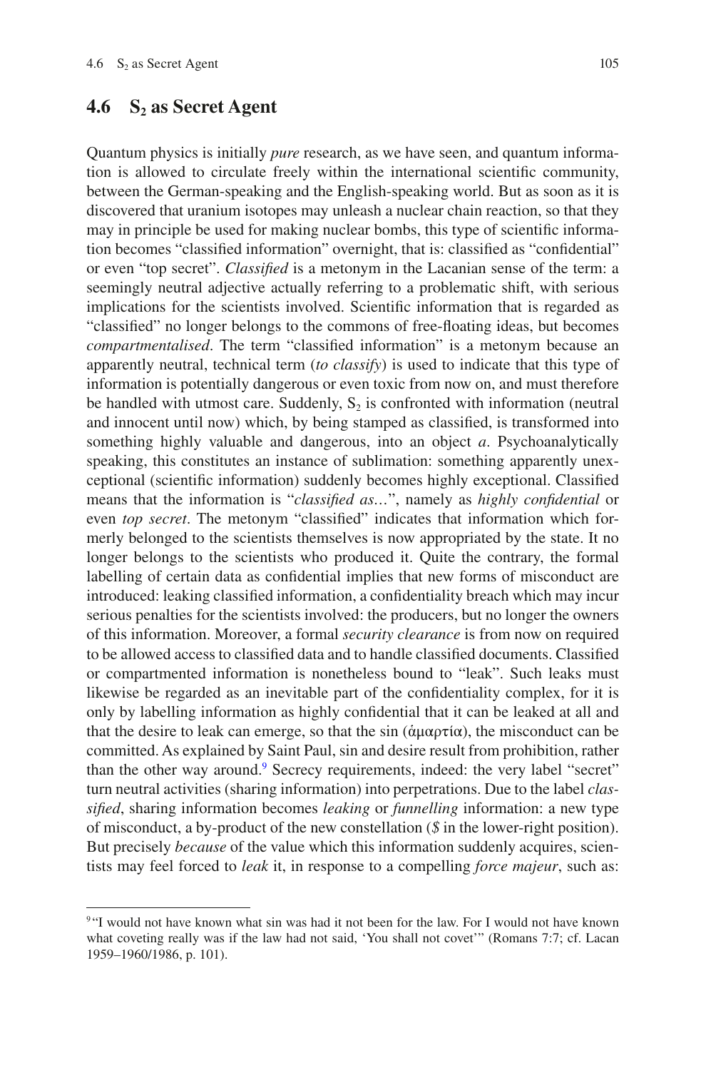## 4.6 $S_2$ as Secret Agent

Quantum physics is initially *pure* research, as we have seen, and quantum information is allowed to circulate freely within the international scientific community, between the German-speaking and the English-speaking world. But as soon as it is discovered that uranium isotopes may unleash a nuclear chain reaction, so that they may in principle be used for making nuclear bombs, this type of scientific information becomes "classified information" overnight, that is: classified as "confidential" or even "top secret". *Classified* is a metonym in the Lacanian sense of the term: a seemingly neutral adjective actually referring to a problematic shift, with serious implications for the scientists involved. Scientific information that is regarded as "classified" no longer belongs to the commons of free-floating ideas, but becomes *compartmentalised*. The term "classified information" is a metonym because an apparently neutral, technical term (*to classify*) is used to indicate that this type of information is potentially dangerous or even toxic from now on, and must therefore be handled with utmost care. Suddenly, $S_2$ is confronted with information (neutral and innocent until now) which, by being stamped as classified, is transformed into something highly valuable and dangerous, into an object *a*. Psychoanalytically speaking, this constitutes an instance of sublimation: something apparently unexceptional (scientific information) suddenly becomes highly exceptional. Classified means that the information is "*classified as…*", namely as *highly confidential* or even *top secret*. The metonym "classified" indicates that information which formerly belonged to the scientists themselves is now appropriated by the state. It no longer belongs to the scientists who produced it. Quite the contrary, the formal labelling of certain data as confidential implies that new forms of misconduct are introduced: leaking classified information, a confidentiality breach which may incur serious penalties for the scientists involved: the producers, but no longer the owners of this information. Moreover, a formal *security clearance* is from now on required to be allowed access to classified data and to handle classified documents. Classified or compartmented information is nonetheless bound to "leak". Such leaks must likewise be regarded as an inevitable part of the confidentiality complex, for it is only by labelling information as highly confidential that it can be leaked at all and that the desire to leak can emerge, so that the sin (ἁμαρτία), the misconduct can be committed. As explained by Saint Paul, sin and desire result from prohibition, rather than the other way around.[9] Secrecy requirements, indeed: the very label "secret" turn neutral activities (sharing information) into perpetrations. Due to the label *classified*, sharing information becomes *leaking* or *funnelling* information: a new type of misconduct, a by-product of the new constellation ($ in the lower-right position). But precisely *because* of the value which this information suddenly acquires, scientists may feel forced to *leak* it, in response to a compelling *force majeur*, such as:

[9] "I would not have known what sin was had it not been for the law. For I would not have known what coveting really was if the law had not said, 'You shall not covet'" (Romans 7:7; cf. Lacan 1959–1960/1986, p. 101).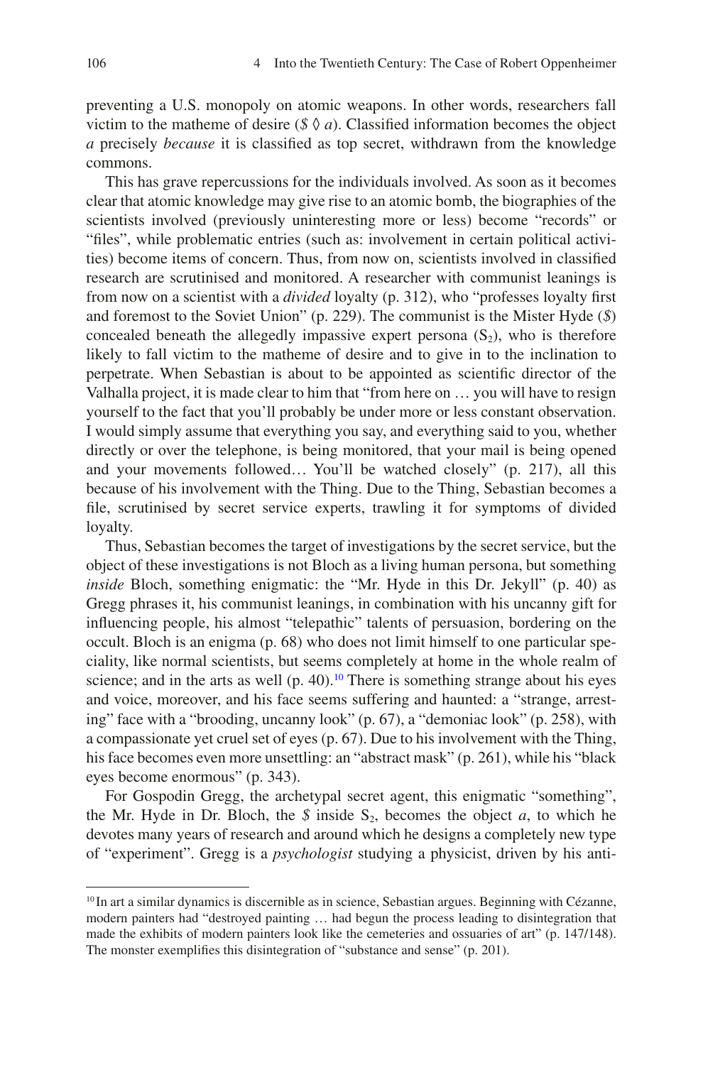preventing a U.S. monopoly on atomic weapons. In other words, researchers fall victim to the matheme of desire ($\$ \lozenge a$). Classified information becomes the object *a* precisely *because* it is classified as top secret, withdrawn from the knowledge commons.

This has grave repercussions for the individuals involved. As soon as it becomes clear that atomic knowledge may give rise to an atomic bomb, the biographies of the scientists involved (previously uninteresting more or less) become "records" or "files", while problematic entries (such as: involvement in certain political activities) become items of concern. Thus, from now on, scientists involved in classified research are scrutinised and monitored. A researcher with communist leanings is from now on a scientist with a *divided* loyalty (p. 312), who "professes loyalty first and foremost to the Soviet Union" (p. 229). The communist is the Mister Hyde ($\$$) concealed beneath the allegedly impassive expert persona ($S_2$), who is therefore likely to fall victim to the matheme of desire and to give in to the inclination to perpetrate. When Sebastian is about to be appointed as scientific director of the Valhalla project, it is made clear to him that "from here on … you will have to resign yourself to the fact that you'll probably be under more or less constant observation. I would simply assume that everything you say, and everything said to you, whether directly or over the telephone, is being monitored, that your mail is being opened and your movements followed… You'll be watched closely" (p. 217), all this because of his involvement with the Thing. Due to the Thing, Sebastian becomes a file, scrutinised by secret service experts, trawling it for symptoms of divided loyalty.

Thus, Sebastian becomes the target of investigations by the secret service, but the object of these investigations is not Bloch as a living human persona, but something *inside* Bloch, something enigmatic: the "Mr. Hyde in this Dr. Jekyll" (p. 40) as Gregg phrases it, his communist leanings, in combination with his uncanny gift for influencing people, his almost "telepathic" talents of persuasion, bordering on the occult. Bloch is an enigma (p. 68) who does not limit himself to one particular speciality, like normal scientists, but seems completely at home in the whole realm of science; and in the arts as well (p. 40).[10] There is something strange about his eyes and voice, moreover, and his face seems suffering and haunted: a "strange, arresting" face with a "brooding, uncanny look" (p. 67), a "demoniac look" (p. 258), with a compassionate yet cruel set of eyes (p. 67). Due to his involvement with the Thing, his face becomes even more unsettling: an "abstract mask" (p. 261), while his "black eyes become enormous" (p. 343).

For Gospodin Gregg, the archetypal secret agent, this enigmatic "something", the Mr. Hyde in Dr. Bloch, the $\$$ inside $S_2$, becomes the object *a*, to which he devotes many years of research and around which he designs a completely new type of "experiment". Gregg is a *psychologist* studying a physicist, driven by his anti-

[10] In art a similar dynamics is discernible as in science, Sebastian argues. Beginning with Cézanne, modern painters had "destroyed painting … had begun the process leading to disintegration that made the exhibits of modern painters look like the cemeteries and ossuaries of art" (p. 147/148). The monster exemplifies this disintegration of "substance and sense" (p. 201).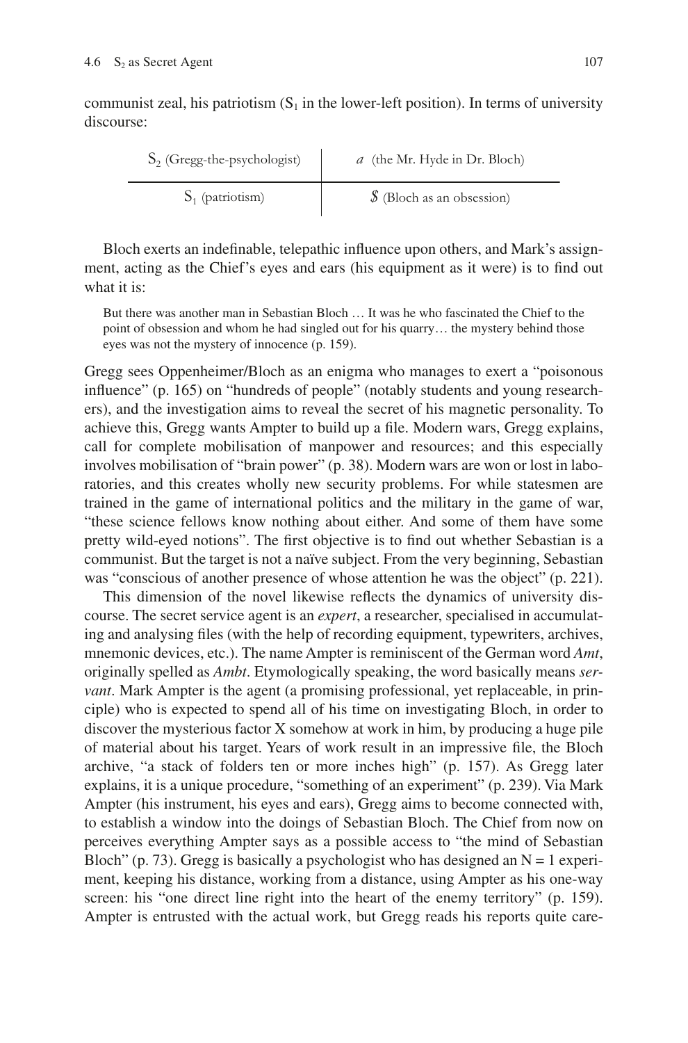communist zeal, his patriotism ($S_1$ in the lower-left position). In terms of university discourse:

| | |
|---|---|
| $S_2$ (Gregg-the-psychologist) | *a* (the Mr. Hyde in Dr. Bloch) |
| $S_1$ (patriotism) | $\$$ (Bloch as an obsession) |

Bloch exerts an indefinable, telepathic influence upon others, and Mark's assignment, acting as the Chief's eyes and ears (his equipment as it were) is to find out what it is:

> But there was another man in Sebastian Bloch … It was he who fascinated the Chief to the point of obsession and whom he had singled out for his quarry… the mystery behind those eyes was not the mystery of innocence (p. 159).

Gregg sees Oppenheimer/Bloch as an enigma who manages to exert a "poisonous influence" (p. 165) on "hundreds of people" (notably students and young researchers), and the investigation aims to reveal the secret of his magnetic personality. To achieve this, Gregg wants Ampter to build up a file. Modern wars, Gregg explains, call for complete mobilisation of manpower and resources; and this especially involves mobilisation of "brain power" (p. 38). Modern wars are won or lost in laboratories, and this creates wholly new security problems. For while statesmen are trained in the game of international politics and the military in the game of war, "these science fellows know nothing about either. And some of them have some pretty wild-eyed notions". The first objective is to find out whether Sebastian is a communist. But the target is not a naïve subject. From the very beginning, Sebastian was "conscious of another presence of whose attention he was the object" (p. 221).

This dimension of the novel likewise reflects the dynamics of university discourse. The secret service agent is an *expert*, a researcher, specialised in accumulating and analysing files (with the help of recording equipment, typewriters, archives, mnemonic devices, etc.). The name Ampter is reminiscent of the German word *Amt*, originally spelled as *Ambt*. Etymologically speaking, the word basically means *servant*. Mark Ampter is the agent (a promising professional, yet replaceable, in principle) who is expected to spend all of his time on investigating Bloch, in order to discover the mysterious factor X somehow at work in him, by producing a huge pile of material about his target. Years of work result in an impressive file, the Bloch archive, "a stack of folders ten or more inches high" (p. 157). As Gregg later explains, it is a unique procedure, "something of an experiment" (p. 239). Via Mark Ampter (his instrument, his eyes and ears), Gregg aims to become connected with, to establish a window into the doings of Sebastian Bloch. The Chief from now on perceives everything Ampter says as a possible access to "the mind of Sebastian Bloch" (p. 73). Gregg is basically a psychologist who has designed an $N = 1$ experiment, keeping his distance, working from a distance, using Ampter as his one-way screen: his "one direct line right into the heart of the enemy territory" (p. 159). Ampter is entrusted with the actual work, but Gregg reads his reports quite care-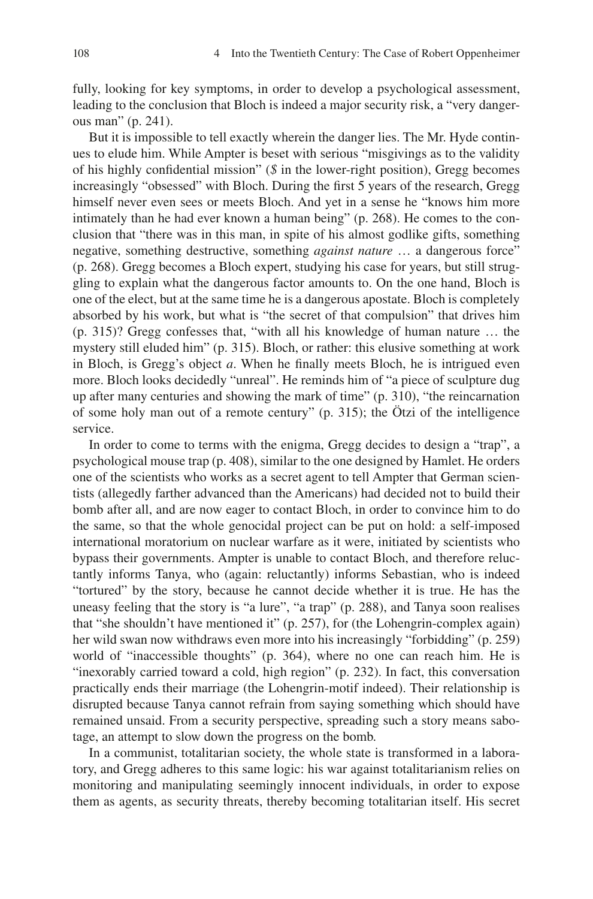fully, looking for key symptoms, in order to develop a psychological assessment, leading to the conclusion that Bloch is indeed a major security risk, a "very dangerous man" (p. 241).

But it is impossible to tell exactly wherein the danger lies. The Mr. Hyde continues to elude him. While Ampter is beset with serious "misgivings as to the validity of his highly confidential mission" (*$* in the lower-right position), Gregg becomes increasingly "obsessed" with Bloch. During the first 5 years of the research, Gregg himself never even sees or meets Bloch. And yet in a sense he "knows him more intimately than he had ever known a human being" (p. 268). He comes to the conclusion that "there was in this man, in spite of his almost godlike gifts, something negative, something destructive, something *against nature* … a dangerous force" (p. 268). Gregg becomes a Bloch expert, studying his case for years, but still struggling to explain what the dangerous factor amounts to. On the one hand, Bloch is one of the elect, but at the same time he is a dangerous apostate. Bloch is completely absorbed by his work, but what is "the secret of that compulsion" that drives him (p. 315)? Gregg confesses that, "with all his knowledge of human nature … the mystery still eluded him" (p. 315). Bloch, or rather: this elusive something at work in Bloch, is Gregg's object *a*. When he finally meets Bloch, he is intrigued even more. Bloch looks decidedly "unreal". He reminds him of "a piece of sculpture dug up after many centuries and showing the mark of time" (p. 310), "the reincarnation of some holy man out of a remote century" (p. 315); the Ötzi of the intelligence service.

In order to come to terms with the enigma, Gregg decides to design a "trap", a psychological mouse trap (p. 408), similar to the one designed by Hamlet. He orders one of the scientists who works as a secret agent to tell Ampter that German scientists (allegedly farther advanced than the Americans) had decided not to build their bomb after all, and are now eager to contact Bloch, in order to convince him to do the same, so that the whole genocidal project can be put on hold: a self-imposed international moratorium on nuclear warfare as it were, initiated by scientists who bypass their governments. Ampter is unable to contact Bloch, and therefore reluctantly informs Tanya, who (again: reluctantly) informs Sebastian, who is indeed "tortured" by the story, because he cannot decide whether it is true. He has the uneasy feeling that the story is "a lure", "a trap" (p. 288), and Tanya soon realises that "she shouldn't have mentioned it" (p. 257), for (the Lohengrin-complex again) her wild swan now withdraws even more into his increasingly "forbidding" (p. 259) world of "inaccessible thoughts" (p. 364), where no one can reach him. He is "inexorably carried toward a cold, high region" (p. 232). In fact, this conversation practically ends their marriage (the Lohengrin-motif indeed). Their relationship is disrupted because Tanya cannot refrain from saying something which should have remained unsaid. From a security perspective, spreading such a story means sabotage, an attempt to slow down the progress on the bomb.

In a communist, totalitarian society, the whole state is transformed in a laboratory, and Gregg adheres to this same logic: his war against totalitarianism relies on monitoring and manipulating seemingly innocent individuals, in order to expose them as agents, as security threats, thereby becoming totalitarian itself. His secret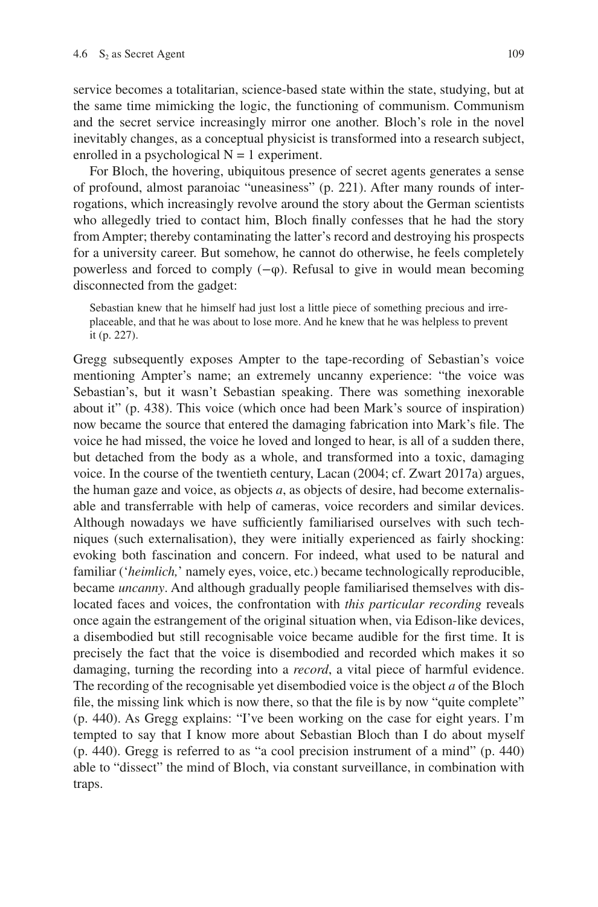service becomes a totalitarian, science-based state within the state, studying, but at the same time mimicking the logic, the functioning of communism. Communism and the secret service increasingly mirror one another. Bloch's role in the novel inevitably changes, as a conceptual physicist is transformed into a research subject, enrolled in a psychological $N = 1$ experiment.

For Bloch, the hovering, ubiquitous presence of secret agents generates a sense of profound, almost paranoiac "uneasiness" (p. 221). After many rounds of interrogations, which increasingly revolve around the story about the German scientists who allegedly tried to contact him, Bloch finally confesses that he had the story from Ampter; thereby contaminating the latter's record and destroying his prospects for a university career. But somehow, he cannot do otherwise, he feels completely powerless and forced to comply ($-\varphi$). Refusal to give in would mean becoming disconnected from the gadget:

> Sebastian knew that he himself had just lost a little piece of something precious and irreplaceable, and that he was about to lose more. And he knew that he was helpless to prevent it (p. 227).

Gregg subsequently exposes Ampter to the tape-recording of Sebastian's voice mentioning Ampter's name; an extremely uncanny experience: "the voice was Sebastian's, but it wasn't Sebastian speaking. There was something inexorable about it" (p. 438). This voice (which once had been Mark's source of inspiration) now became the source that entered the damaging fabrication into Mark's file. The voice he had missed, the voice he loved and longed to hear, is all of a sudden there, but detached from the body as a whole, and transformed into a toxic, damaging voice. In the course of the twentieth century, Lacan (2004; cf. Zwart 2017a) argues, the human gaze and voice, as objects *a*, as objects of desire, had become externalisable and transferrable with help of cameras, voice recorders and similar devices. Although nowadays we have sufficiently familiarised ourselves with such techniques (such externalisation), they were initially experienced as fairly shocking: evoking both fascination and concern. For indeed, what used to be natural and familiar ('*heimlich,*' namely eyes, voice, etc.) became technologically reproducible, became *uncanny*. And although gradually people familiarised themselves with dislocated faces and voices, the confrontation with *this particular recording* reveals once again the estrangement of the original situation when, via Edison-like devices, a disembodied but still recognisable voice became audible for the first time. It is precisely the fact that the voice is disembodied and recorded which makes it so damaging, turning the recording into a *record*, a vital piece of harmful evidence. The recording of the recognisable yet disembodied voice is the object *a* of the Bloch file, the missing link which is now there, so that the file is by now "quite complete" (p. 440). As Gregg explains: "I've been working on the case for eight years. I'm tempted to say that I know more about Sebastian Bloch than I do about myself (p. 440). Gregg is referred to as "a cool precision instrument of a mind" (p. 440) able to "dissect" the mind of Bloch, via constant surveillance, in combination with traps.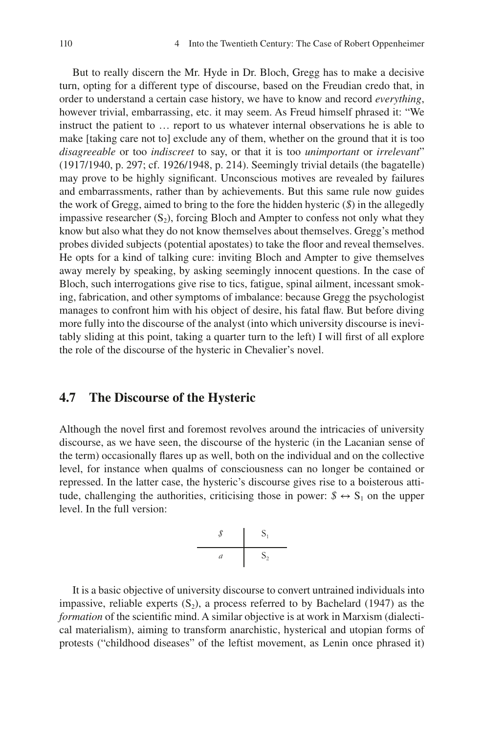But to really discern the Mr. Hyde in Dr. Bloch, Gregg has to make a decisive turn, opting for a different type of discourse, based on the Freudian credo that, in order to understand a certain case history, we have to know and record *everything*, however trivial, embarrassing, etc. it may seem. As Freud himself phrased it: "We instruct the patient to … report to us whatever internal observations he is able to make [taking care not to] exclude any of them, whether on the ground that it is too *disagreeable* or too *indiscreet* to say, or that it is too *unimportant* or *irrelevant*" (1917/1940, p. 297; cf. 1926/1948, p. 214). Seemingly trivial details (the bagatelle) may prove to be highly significant. Unconscious motives are revealed by failures and embarrassments, rather than by achievements. But this same rule now guides the work of Gregg, aimed to bring to the fore the hidden hysteric ($\$$) in the allegedly impassive researcher ($S_2$), forcing Bloch and Ampter to confess not only what they know but also what they do not know themselves about themselves. Gregg's method probes divided subjects (potential apostates) to take the floor and reveal themselves. He opts for a kind of talking cure: inviting Bloch and Ampter to give themselves away merely by speaking, by asking seemingly innocent questions. In the case of Bloch, such interrogations give rise to tics, fatigue, spinal ailment, incessant smoking, fabrication, and other symptoms of imbalance: because Gregg the psychologist manages to confront him with his object of desire, his fatal flaw. But before diving more fully into the discourse of the analyst (into which university discourse is inevitably sliding at this point, taking a quarter turn to the left) I will first of all explore the role of the discourse of the hysteric in Chevalier's novel.

## 4.7 The Discourse of the Hysteric

Although the novel first and foremost revolves around the intricacies of university discourse, as we have seen, the discourse of the hysteric (in the Lacanian sense of the term) occasionally flares up as well, both on the individual and on the collective level, for instance when qualms of consciousness can no longer be contained or repressed. In the latter case, the hysteric's discourse gives rise to a boisterous attitude, challenging the authorities, criticising those in power: $\$ \leftrightarrow S_1$ on the upper level. In the full version:

$$\frac{\$}{a} \;\Big|\; \frac{S_1}{S_2}$$

It is a basic objective of university discourse to convert untrained individuals into impassive, reliable experts ($S_2$), a process referred to by Bachelard (1947) as the *formation* of the scientific mind. A similar objective is at work in Marxism (dialectical materialism), aiming to transform anarchistic, hysterical and utopian forms of protests ("childhood diseases" of the leftist movement, as Lenin once phrased it)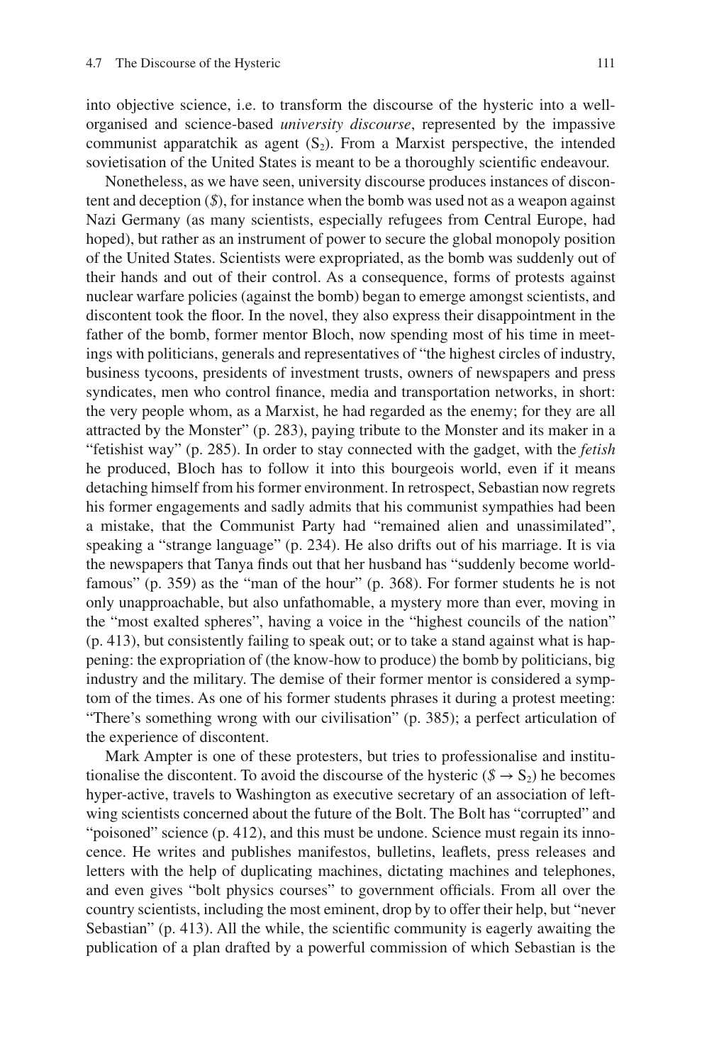into objective science, i.e. to transform the discourse of the hysteric into a well-organised and science-based *university discourse*, represented by the impassive communist apparatchik as agent ($S_2$). From a Marxist perspective, the intended sovietisation of the United States is meant to be a thoroughly scientific endeavour.

Nonetheless, as we have seen, university discourse produces instances of discontent and deception ($\$$), for instance when the bomb was used not as a weapon against Nazi Germany (as many scientists, especially refugees from Central Europe, had hoped), but rather as an instrument of power to secure the global monopoly position of the United States. Scientists were expropriated, as the bomb was suddenly out of their hands and out of their control. As a consequence, forms of protests against nuclear warfare policies (against the bomb) began to emerge amongst scientists, and discontent took the floor. In the novel, they also express their disappointment in the father of the bomb, former mentor Bloch, now spending most of his time in meetings with politicians, generals and representatives of "the highest circles of industry, business tycoons, presidents of investment trusts, owners of newspapers and press syndicates, men who control finance, media and transportation networks, in short: the very people whom, as a Marxist, he had regarded as the enemy; for they are all attracted by the Monster" (p. 283), paying tribute to the Monster and its maker in a "fetishist way" (p. 285). In order to stay connected with the gadget, with the *fetish* he produced, Bloch has to follow it into this bourgeois world, even if it means detaching himself from his former environment. In retrospect, Sebastian now regrets his former engagements and sadly admits that his communist sympathies had been a mistake, that the Communist Party had "remained alien and unassimilated", speaking a "strange language" (p. 234). He also drifts out of his marriage. It is via the newspapers that Tanya finds out that her husband has "suddenly become world-famous" (p. 359) as the "man of the hour" (p. 368). For former students he is not only unapproachable, but also unfathomable, a mystery more than ever, moving in the "most exalted spheres", having a voice in the "highest councils of the nation" (p. 413), but consistently failing to speak out; or to take a stand against what is happening: the expropriation of (the know-how to produce) the bomb by politicians, big industry and the military. The demise of their former mentor is considered a symptom of the times. As one of his former students phrases it during a protest meeting: "There's something wrong with our civilisation" (p. 385); a perfect articulation of the experience of discontent.

Mark Ampter is one of these protesters, but tries to professionalise and institutionalise the discontent. To avoid the discourse of the hysteric ($\$ \rightarrow S_2$) he becomes hyper-active, travels to Washington as executive secretary of an association of left-wing scientists concerned about the future of the Bolt. The Bolt has "corrupted" and "poisoned" science (p. 412), and this must be undone. Science must regain its innocence. He writes and publishes manifestos, bulletins, leaflets, press releases and letters with the help of duplicating machines, dictating machines and telephones, and even gives "bolt physics courses" to government officials. From all over the country scientists, including the most eminent, drop by to offer their help, but "never Sebastian" (p. 413). All the while, the scientific community is eagerly awaiting the publication of a plan drafted by a powerful commission of which Sebastian is the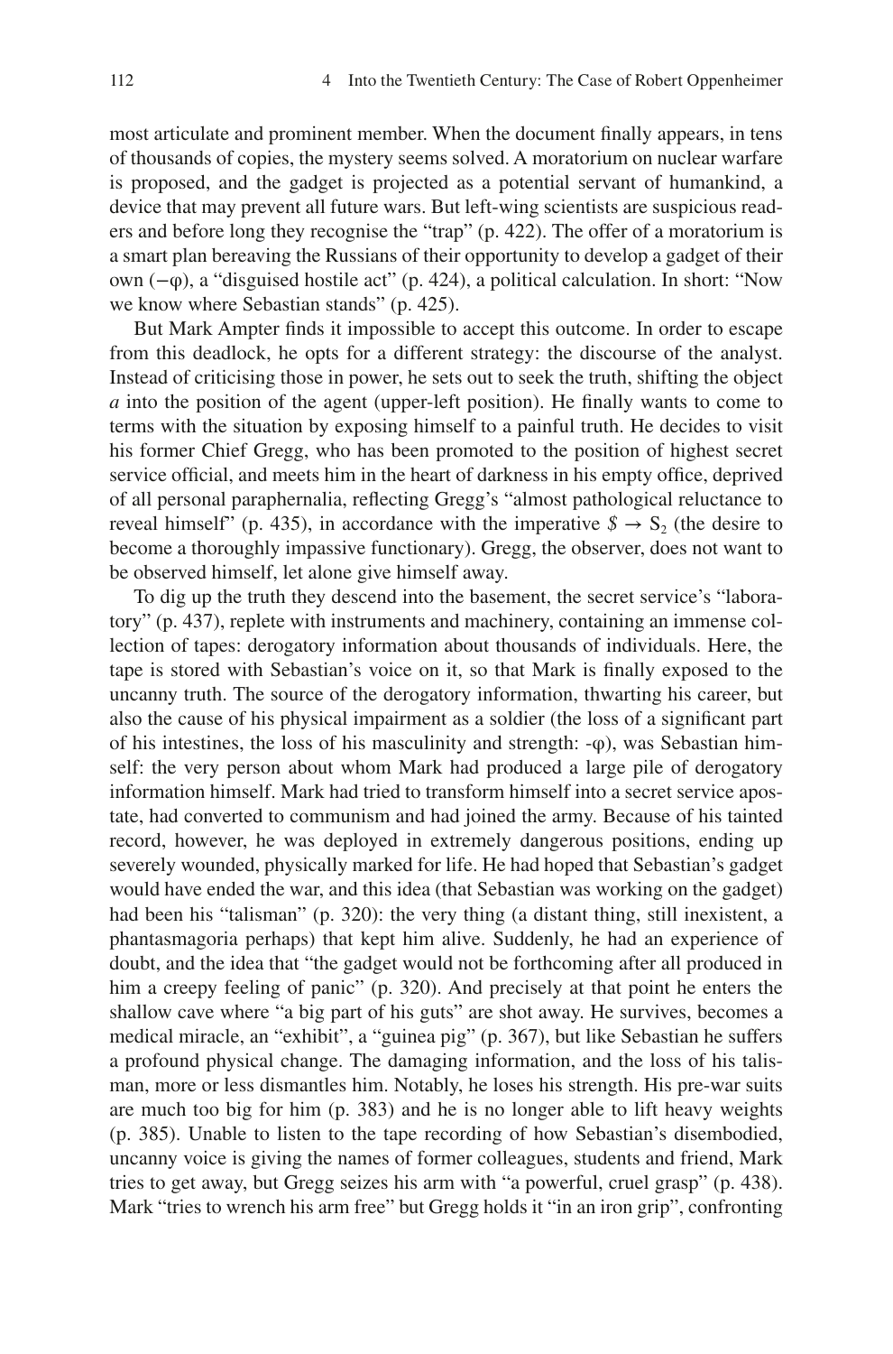most articulate and prominent member. When the document finally appears, in tens of thousands of copies, the mystery seems solved. A moratorium on nuclear warfare is proposed, and the gadget is projected as a potential servant of humankind, a device that may prevent all future wars. But left-wing scientists are suspicious readers and before long they recognise the "trap" (p. 422). The offer of a moratorium is a smart plan bereaving the Russians of their opportunity to develop a gadget of their own ($-\varphi$), a "disguised hostile act" (p. 424), a political calculation. In short: "Now we know where Sebastian stands" (p. 425).

But Mark Ampter finds it impossible to accept this outcome. In order to escape from this deadlock, he opts for a different strategy: the discourse of the analyst. Instead of criticising those in power, he sets out to seek the truth, shifting the object *a* into the position of the agent (upper-left position). He finally wants to come to terms with the situation by exposing himself to a painful truth. He decides to visit his former Chief Gregg, who has been promoted to the position of highest secret service official, and meets him in the heart of darkness in his empty office, deprived of all personal paraphernalia, reflecting Gregg's "almost pathological reluctance to reveal himself" (p. 435), in accordance with the imperative $\$ \rightarrow S_2$ (the desire to become a thoroughly impassive functionary). Gregg, the observer, does not want to be observed himself, let alone give himself away.

To dig up the truth they descend into the basement, the secret service's "laboratory" (p. 437), replete with instruments and machinery, containing an immense collection of tapes: derogatory information about thousands of individuals. Here, the tape is stored with Sebastian's voice on it, so that Mark is finally exposed to the uncanny truth. The source of the derogatory information, thwarting his career, but also the cause of his physical impairment as a soldier (the loss of a significant part of his intestines, the loss of his masculinity and strength: $-\varphi$), was Sebastian himself: the very person about whom Mark had produced a large pile of derogatory information himself. Mark had tried to transform himself into a secret service apostate, had converted to communism and had joined the army. Because of his tainted record, however, he was deployed in extremely dangerous positions, ending up severely wounded, physically marked for life. He had hoped that Sebastian's gadget would have ended the war, and this idea (that Sebastian was working on the gadget) had been his "talisman" (p. 320): the very thing (a distant thing, still inexistent, a phantasmagoria perhaps) that kept him alive. Suddenly, he had an experience of doubt, and the idea that "the gadget would not be forthcoming after all produced in him a creepy feeling of panic" (p. 320). And precisely at that point he enters the shallow cave where "a big part of his guts" are shot away. He survives, becomes a medical miracle, an "exhibit", a "guinea pig" (p. 367), but like Sebastian he suffers a profound physical change. The damaging information, and the loss of his talisman, more or less dismantles him. Notably, he loses his strength. His pre-war suits are much too big for him (p. 383) and he is no longer able to lift heavy weights (p. 385). Unable to listen to the tape recording of how Sebastian's disembodied, uncanny voice is giving the names of former colleagues, students and friend, Mark tries to get away, but Gregg seizes his arm with "a powerful, cruel grasp" (p. 438). Mark "tries to wrench his arm free" but Gregg holds it "in an iron grip", confronting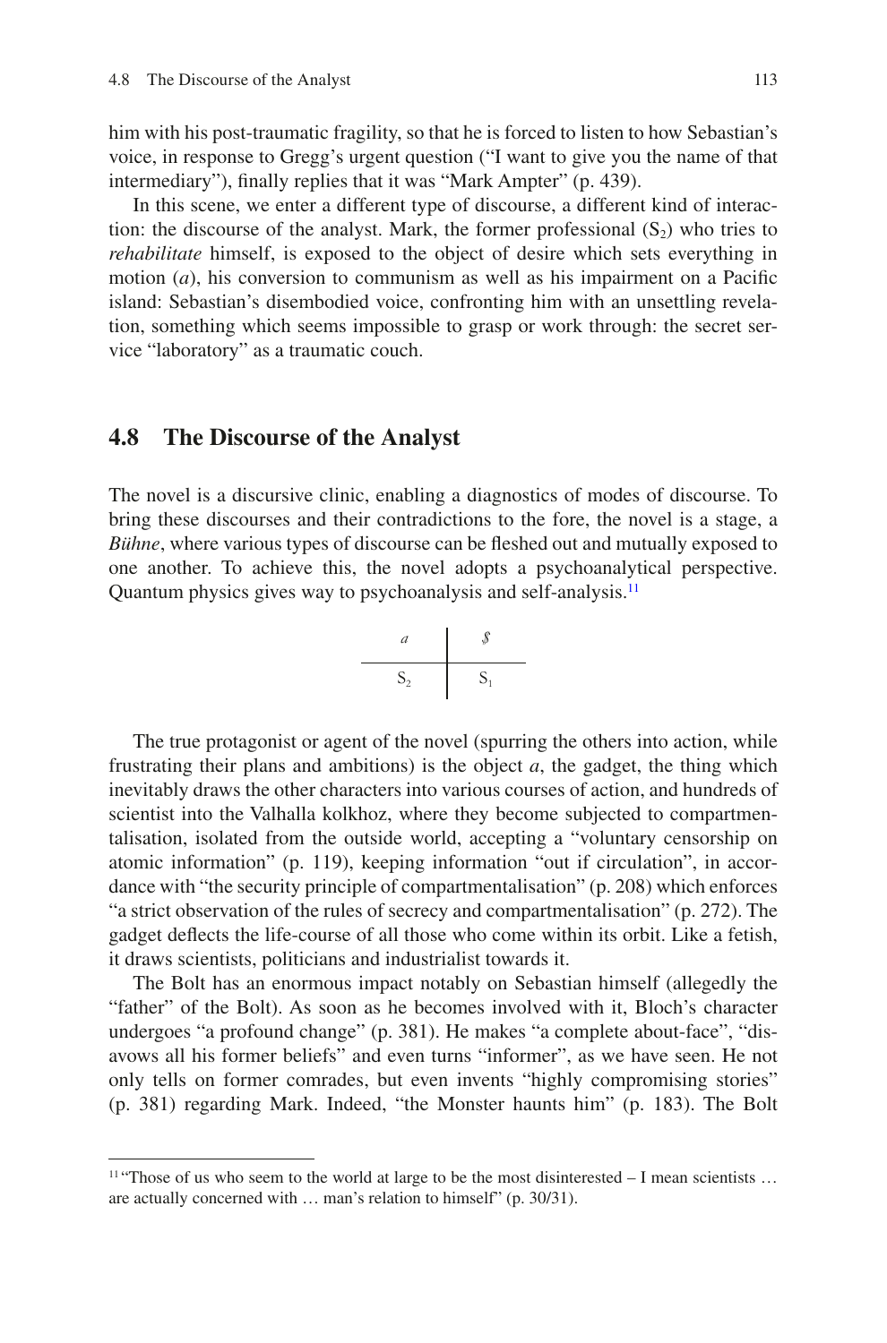him with his post-traumatic fragility, so that he is forced to listen to how Sebastian's voice, in response to Gregg's urgent question ("I want to give you the name of that intermediary"), finally replies that it was "Mark Ampter" (p. 439).

In this scene, we enter a different type of discourse, a different kind of interaction: the discourse of the analyst. Mark, the former professional ($S_2$) who tries to *rehabilitate* himself, is exposed to the object of desire which sets everything in motion (*a*), his conversion to communism as well as his impairment on a Pacific island: Sebastian's disembodied voice, confronting him with an unsettling revelation, something which seems impossible to grasp or work through: the secret service "laboratory" as a traumatic couch.

## 4.8 The Discourse of the Analyst

The novel is a discursive clinic, enabling a diagnostics of modes of discourse. To bring these discourses and their contradictions to the fore, the novel is a stage, a *Bühne*, where various types of discourse can be fleshed out and mutually exposed to one another. To achieve this, the novel adopts a psychoanalytical perspective. Quantum physics gives way to psychoanalysis and self-analysis.[11]

$$\frac{a}{S_2} \quad \Big| \quad \frac{\$}{S_1}$$

The true protagonist or agent of the novel (spurring the others into action, while frustrating their plans and ambitions) is the object *a*, the gadget, the thing which inevitably draws the other characters into various courses of action, and hundreds of scientist into the Valhalla kolkhoz, where they become subjected to compartmentalisation, isolated from the outside world, accepting a "voluntary censorship on atomic information" (p. 119), keeping information "out if circulation", in accordance with "the security principle of compartmentalisation" (p. 208) which enforces "a strict observation of the rules of secrecy and compartmentalisation" (p. 272). The gadget deflects the life-course of all those who come within its orbit. Like a fetish, it draws scientists, politicians and industrialist towards it.

The Bolt has an enormous impact notably on Sebastian himself (allegedly the "father" of the Bolt). As soon as he becomes involved with it, Bloch's character undergoes "a profound change" (p. 381). He makes "a complete about-face", "disavows all his former beliefs" and even turns "informer", as we have seen. He not only tells on former comrades, but even invents "highly compromising stories" (p. 381) regarding Mark. Indeed, "the Monster haunts him" (p. 183). The Bolt

[11] "Those of us who seem to the world at large to be the most disinterested – I mean scientists … are actually concerned with … man's relation to himself" (p. 30/31).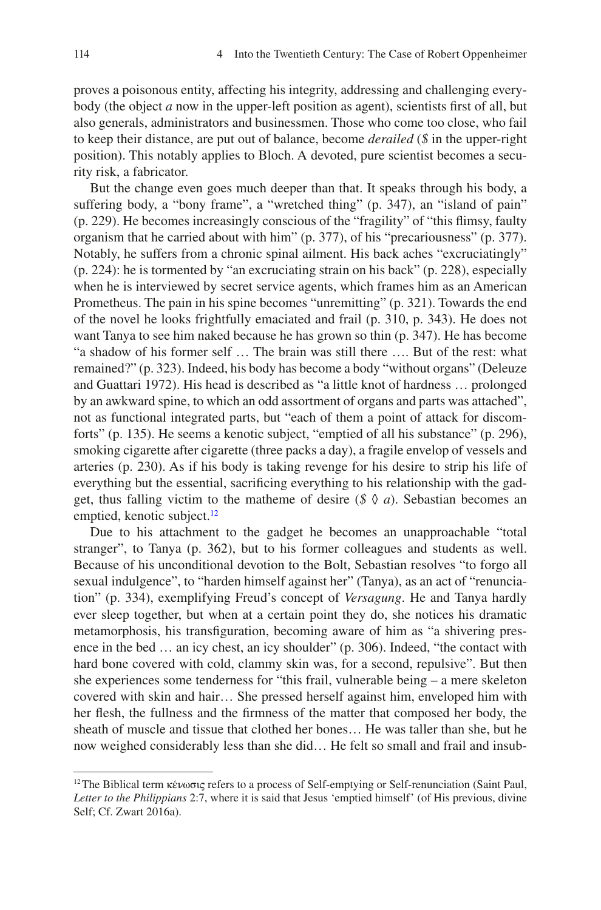proves a poisonous entity, affecting his integrity, addressing and challenging everybody (the object *a* now in the upper-left position as agent), scientists first of all, but also generals, administrators and businessmen. Those who come too close, who fail to keep their distance, are put out of balance, become *derailed* (*$* in the upper-right position). This notably applies to Bloch. A devoted, pure scientist becomes a security risk, a fabricator.

But the change even goes much deeper than that. It speaks through his body, a suffering body, a "bony frame", a "wretched thing" (p. 347), an "island of pain" (p. 229). He becomes increasingly conscious of the "fragility" of "this flimsy, faulty organism that he carried about with him" (p. 377), of his "precariousness" (p. 377). Notably, he suffers from a chronic spinal ailment. His back aches "excruciatingly" (p. 224): he is tormented by "an excruciating strain on his back" (p. 228), especially when he is interviewed by secret service agents, which frames him as an American Prometheus. The pain in his spine becomes "unremitting" (p. 321). Towards the end of the novel he looks frightfully emaciated and frail (p. 310, p. 343). He does not want Tanya to see him naked because he has grown so thin (p. 347). He has become "a shadow of his former self … The brain was still there …. But of the rest: what remained?" (p. 323). Indeed, his body has become a body "without organs" (Deleuze and Guattari 1972). His head is described as "a little knot of hardness … prolonged by an awkward spine, to which an odd assortment of organs and parts was attached", not as functional integrated parts, but "each of them a point of attack for discomforts" (p. 135). He seems a kenotic subject, "emptied of all his substance" (p. 296), smoking cigarette after cigarette (three packs a day), a fragile envelop of vessels and arteries (p. 230). As if his body is taking revenge for his desire to strip his life of everything but the essential, sacrificing everything to his relationship with the gadget, thus falling victim to the matheme of desire (*$* ◊ *a*). Sebastian becomes an emptied, kenotic subject.[12]

Due to his attachment to the gadget he becomes an unapproachable "total stranger", to Tanya (p. 362), but to his former colleagues and students as well. Because of his unconditional devotion to the Bolt, Sebastian resolves "to forgo all sexual indulgence", to "harden himself against her" (Tanya), as an act of "renunciation" (p. 334), exemplifying Freud's concept of *Versagung*. He and Tanya hardly ever sleep together, but when at a certain point they do, she notices his dramatic metamorphosis, his transfiguration, becoming aware of him as "a shivering presence in the bed … an icy chest, an icy shoulder" (p. 306). Indeed, "the contact with hard bone covered with cold, clammy skin was, for a second, repulsive". But then she experiences some tenderness for "this frail, vulnerable being – a mere skeleton covered with skin and hair… She pressed herself against him, enveloped him with her flesh, the fullness and the firmness of the matter that composed her body, the sheath of muscle and tissue that clothed her bones… He was taller than she, but he now weighed considerably less than she did… He felt so small and frail and insub-

---

[12] The Biblical term κένωσις refers to a process of Self-emptying or Self-renunciation (Saint Paul, *Letter to the Philippians* 2:7, where it is said that Jesus 'emptied himself' (of His previous, divine Self; Cf. Zwart 2016a).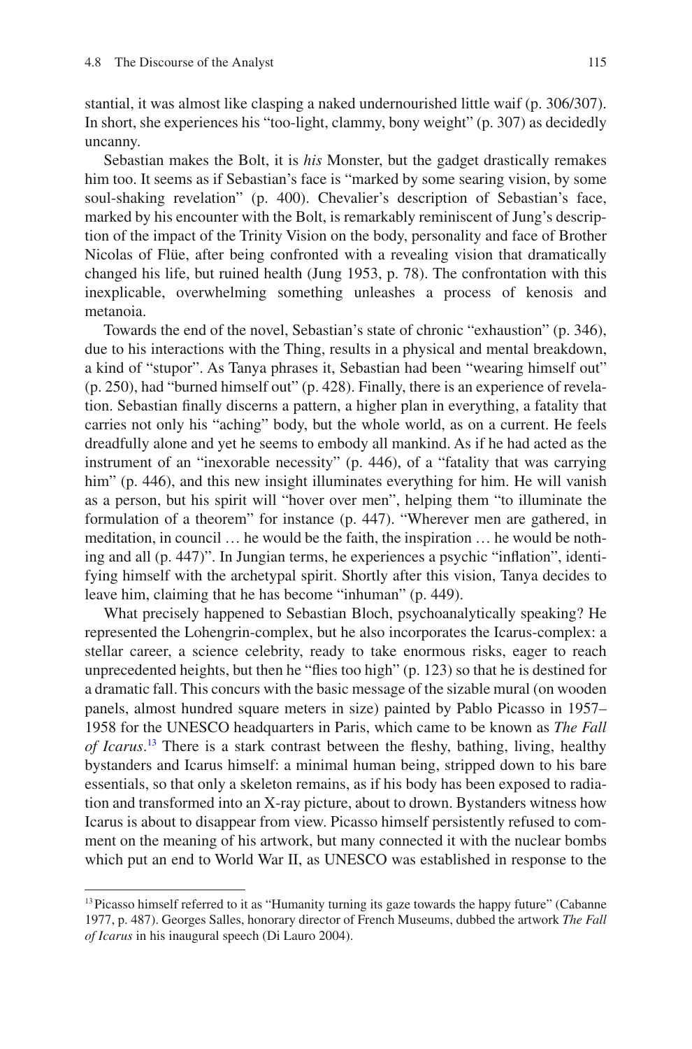stantial, it was almost like clasping a naked undernourished little waif (p. 306/307). In short, she experiences his "too-light, clammy, bony weight" (p. 307) as decidedly uncanny.

Sebastian makes the Bolt, it is *his* Monster, but the gadget drastically remakes him too. It seems as if Sebastian's face is "marked by some searing vision, by some soul-shaking revelation" (p. 400). Chevalier's description of Sebastian's face, marked by his encounter with the Bolt, is remarkably reminiscent of Jung's description of the impact of the Trinity Vision on the body, personality and face of Brother Nicolas of Flüe, after being confronted with a revealing vision that dramatically changed his life, but ruined health (Jung 1953, p. 78). The confrontation with this inexplicable, overwhelming something unleashes a process of kenosis and metanoia.

Towards the end of the novel, Sebastian's state of chronic "exhaustion" (p. 346), due to his interactions with the Thing, results in a physical and mental breakdown, a kind of "stupor". As Tanya phrases it, Sebastian had been "wearing himself out" (p. 250), had "burned himself out" (p. 428). Finally, there is an experience of revelation. Sebastian finally discerns a pattern, a higher plan in everything, a fatality that carries not only his "aching" body, but the whole world, as on a current. He feels dreadfully alone and yet he seems to embody all mankind. As if he had acted as the instrument of an "inexorable necessity" (p. 446), of a "fatality that was carrying him" (p. 446), and this new insight illuminates everything for him. He will vanish as a person, but his spirit will "hover over men", helping them "to illuminate the formulation of a theorem" for instance (p. 447). "Wherever men are gathered, in meditation, in council … he would be the faith, the inspiration … he would be nothing and all (p. 447)". In Jungian terms, he experiences a psychic "inflation", identifying himself with the archetypal spirit. Shortly after this vision, Tanya decides to leave him, claiming that he has become "inhuman" (p. 449).

What precisely happened to Sebastian Bloch, psychoanalytically speaking? He represented the Lohengrin-complex, but he also incorporates the Icarus-complex: a stellar career, a science celebrity, ready to take enormous risks, eager to reach unprecedented heights, but then he "flies too high" (p. 123) so that he is destined for a dramatic fall. This concurs with the basic message of the sizable mural (on wooden panels, almost hundred square meters in size) painted by Pablo Picasso in 1957–1958 for the UNESCO headquarters in Paris, which came to be known as *The Fall of Icarus*.[13] There is a stark contrast between the fleshy, bathing, living, healthy bystanders and Icarus himself: a minimal human being, stripped down to his bare essentials, so that only a skeleton remains, as if his body has been exposed to radiation and transformed into an X-ray picture, about to drown. Bystanders witness how Icarus is about to disappear from view. Picasso himself persistently refused to comment on the meaning of his artwork, but many connected it with the nuclear bombs which put an end to World War II, as UNESCO was established in response to the

[13] Picasso himself referred to it as "Humanity turning its gaze towards the happy future" (Cabanne 1977, p. 487). Georges Salles, honorary director of French Museums, dubbed the artwork *The Fall of Icarus* in his inaugural speech (Di Lauro 2004).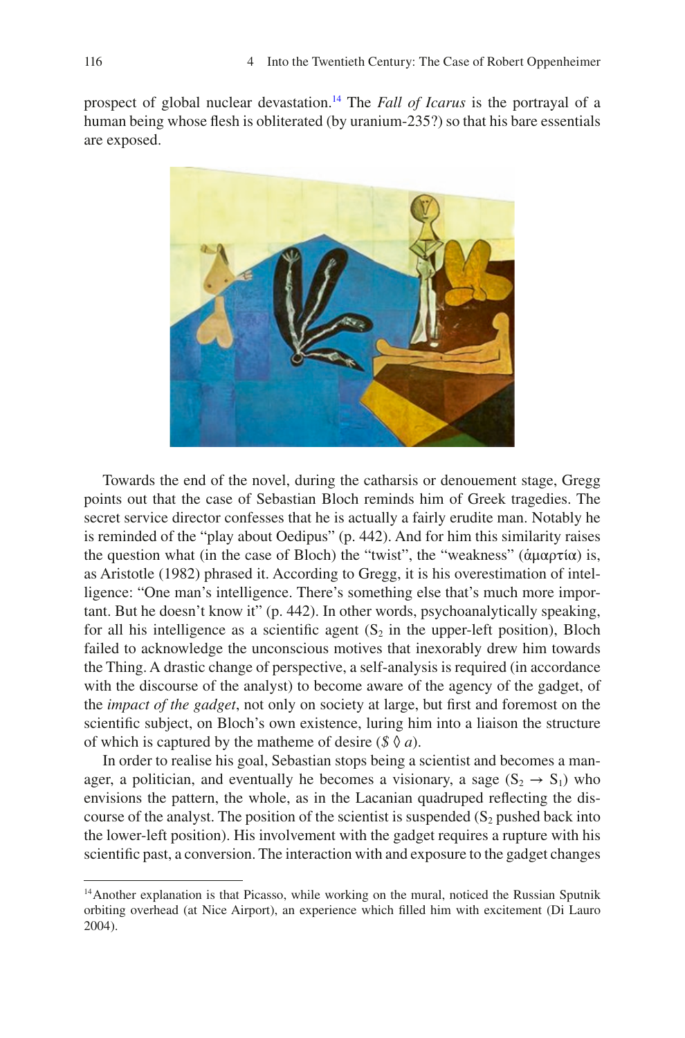prospect of global nuclear devastation.[14] The *Fall of Icarus* is the portrayal of a human being whose flesh is obliterated (by uranium-235?) so that his bare essentials are exposed.

Towards the end of the novel, during the catharsis or denouement stage, Gregg points out that the case of Sebastian Bloch reminds him of Greek tragedies. The secret service director confesses that he is actually a fairly erudite man. Notably he is reminded of the "play about Oedipus" (p. 442). And for him this similarity raises the question what (in the case of Bloch) the "twist", the "weakness" (ἁμαρτία) is, as Aristotle (1982) phrased it. According to Gregg, it is his overestimation of intelligence: "One man's intelligence. There's something else that's much more important. But he doesn't know it" (p. 442). In other words, psychoanalytically speaking, for all his intelligence as a scientific agent ($S_2$ in the upper-left position), Bloch failed to acknowledge the unconscious motives that inexorably drew him towards the Thing. A drastic change of perspective, a self-analysis is required (in accordance with the discourse of the analyst) to become aware of the agency of the gadget, of the *impact of the gadget*, not only on society at large, but first and foremost on the scientific subject, on Bloch's own existence, luring him into a liaison the structure of which is captured by the matheme of desire ($\$ \lozenge a$).

In order to realise his goal, Sebastian stops being a scientist and becomes a manager, a politician, and eventually he becomes a visionary, a sage ($S_2 \rightarrow S_1$) who envisions the pattern, the whole, as in the Lacanian quadruped reflecting the discourse of the analyst. The position of the scientist is suspended ($S_2$ pushed back into the lower-left position). His involvement with the gadget requires a rupture with his scientific past, a conversion. The interaction with and exposure to the gadget changes

[14] Another explanation is that Picasso, while working on the mural, noticed the Russian Sputnik orbiting overhead (at Nice Airport), an experience which filled him with excitement (Di Lauro 2004).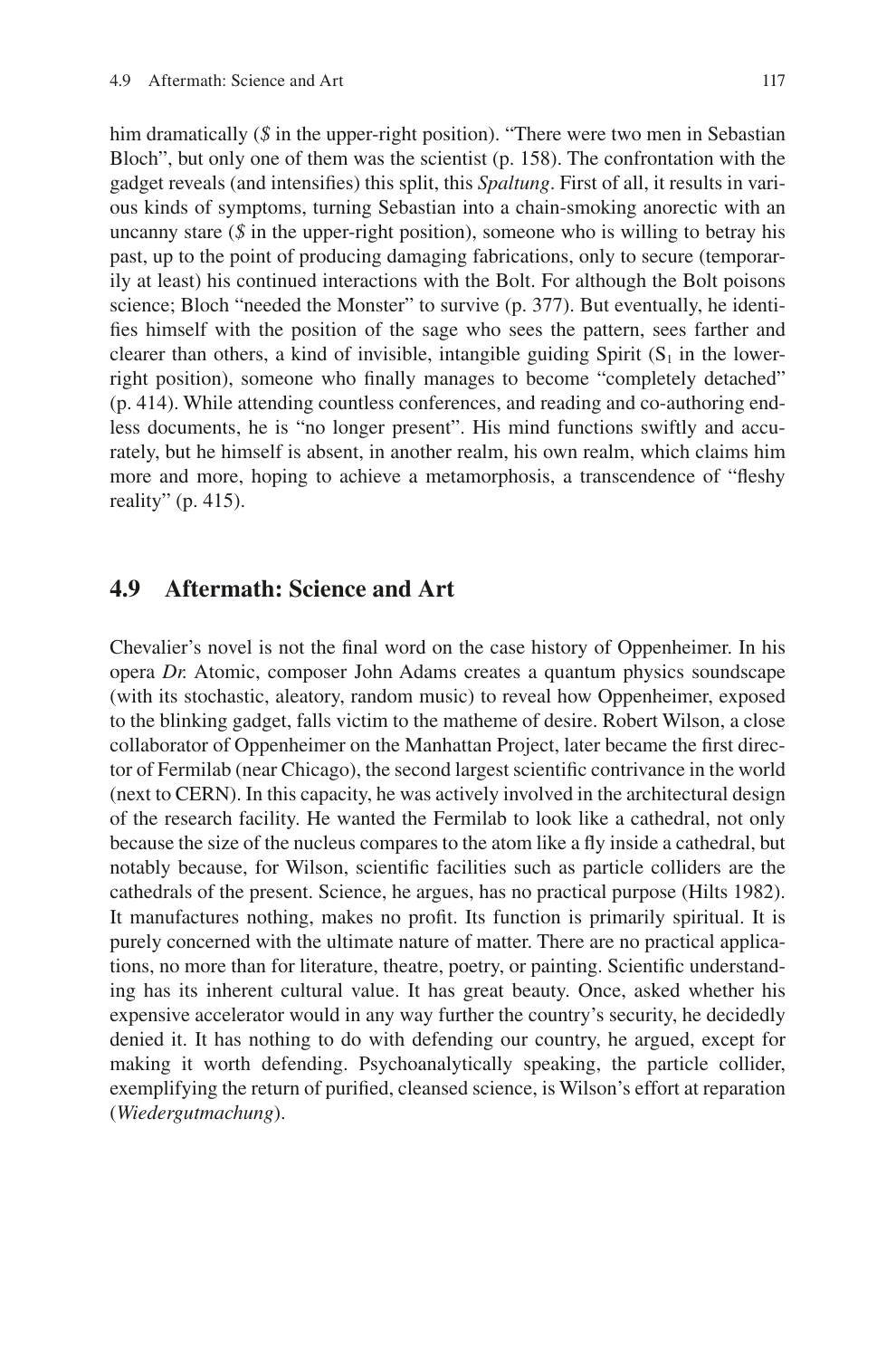him dramatically (*$* in the upper-right position). "There were two men in Sebastian Bloch", but only one of them was the scientist (p. 158). The confrontation with the gadget reveals (and intensifies) this split, this *Spaltung*. First of all, it results in various kinds of symptoms, turning Sebastian into a chain-smoking anorectic with an uncanny stare (*$* in the upper-right position), someone who is willing to betray his past, up to the point of producing damaging fabrications, only to secure (temporarily at least) his continued interactions with the Bolt. For although the Bolt poisons science; Bloch "needed the Monster" to survive (p. 377). But eventually, he identifies himself with the position of the sage who sees the pattern, sees farther and clearer than others, a kind of invisible, intangible guiding Spirit ($S_1$ in the lower-right position), someone who finally manages to become "completely detached" (p. 414). While attending countless conferences, and reading and co-authoring endless documents, he is "no longer present". His mind functions swiftly and accurately, but he himself is absent, in another realm, his own realm, which claims him more and more, hoping to achieve a metamorphosis, a transcendence of "fleshy reality" (p. 415).

## 4.9 Aftermath: Science and Art

Chevalier's novel is not the final word on the case history of Oppenheimer. In his opera *Dr.* Atomic, composer John Adams creates a quantum physics soundscape (with its stochastic, aleatory, random music) to reveal how Oppenheimer, exposed to the blinking gadget, falls victim to the matheme of desire. Robert Wilson, a close collaborator of Oppenheimer on the Manhattan Project, later became the first director of Fermilab (near Chicago), the second largest scientific contrivance in the world (next to CERN). In this capacity, he was actively involved in the architectural design of the research facility. He wanted the Fermilab to look like a cathedral, not only because the size of the nucleus compares to the atom like a fly inside a cathedral, but notably because, for Wilson, scientific facilities such as particle colliders are the cathedrals of the present. Science, he argues, has no practical purpose (Hilts 1982). It manufactures nothing, makes no profit. Its function is primarily spiritual. It is purely concerned with the ultimate nature of matter. There are no practical applications, no more than for literature, theatre, poetry, or painting. Scientific understanding has its inherent cultural value. It has great beauty. Once, asked whether his expensive accelerator would in any way further the country's security, he decidedly denied it. It has nothing to do with defending our country, he argued, except for making it worth defending. Psychoanalytically speaking, the particle collider, exemplifying the return of purified, cleansed science, is Wilson's effort at reparation (*Wiedergutmachung*).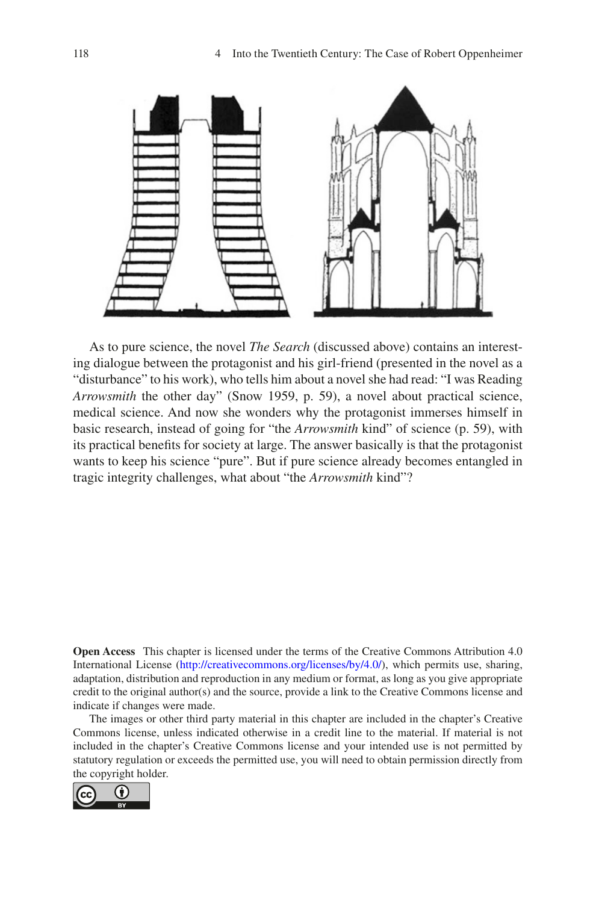As to pure science, the novel *The Search* (discussed above) contains an interesting dialogue between the protagonist and his girl-friend (presented in the novel as a "disturbance" to his work), who tells him about a novel she had read: "I was Reading *Arrowsmith* the other day" (Snow 1959, p. 59), a novel about practical science, medical science. And now she wonders why the protagonist immerses himself in basic research, instead of going for "the *Arrowsmith* kind" of science (p. 59), with its practical benefits for society at large. The answer basically is that the protagonist wants to keep his science "pure". But if pure science already becomes entangled in tragic integrity challenges, what about "the *Arrowsmith* kind"?

**Open Access** This chapter is licensed under the terms of the Creative Commons Attribution 4.0 International License (http://creativecommons.org/licenses/by/4.0/), which permits use, sharing, adaptation, distribution and reproduction in any medium or format, as long as you give appropriate credit to the original author(s) and the source, provide a link to the Creative Commons license and indicate if changes were made.

The images or other third party material in this chapter are included in the chapter's Creative Commons license, unless indicated otherwise in a credit line to the material. If material is not included in the chapter's Creative Commons license and your intended use is not permitted by statutory regulation or exceeds the permitted use, you will need to obtain permission directly from the copyright holder.